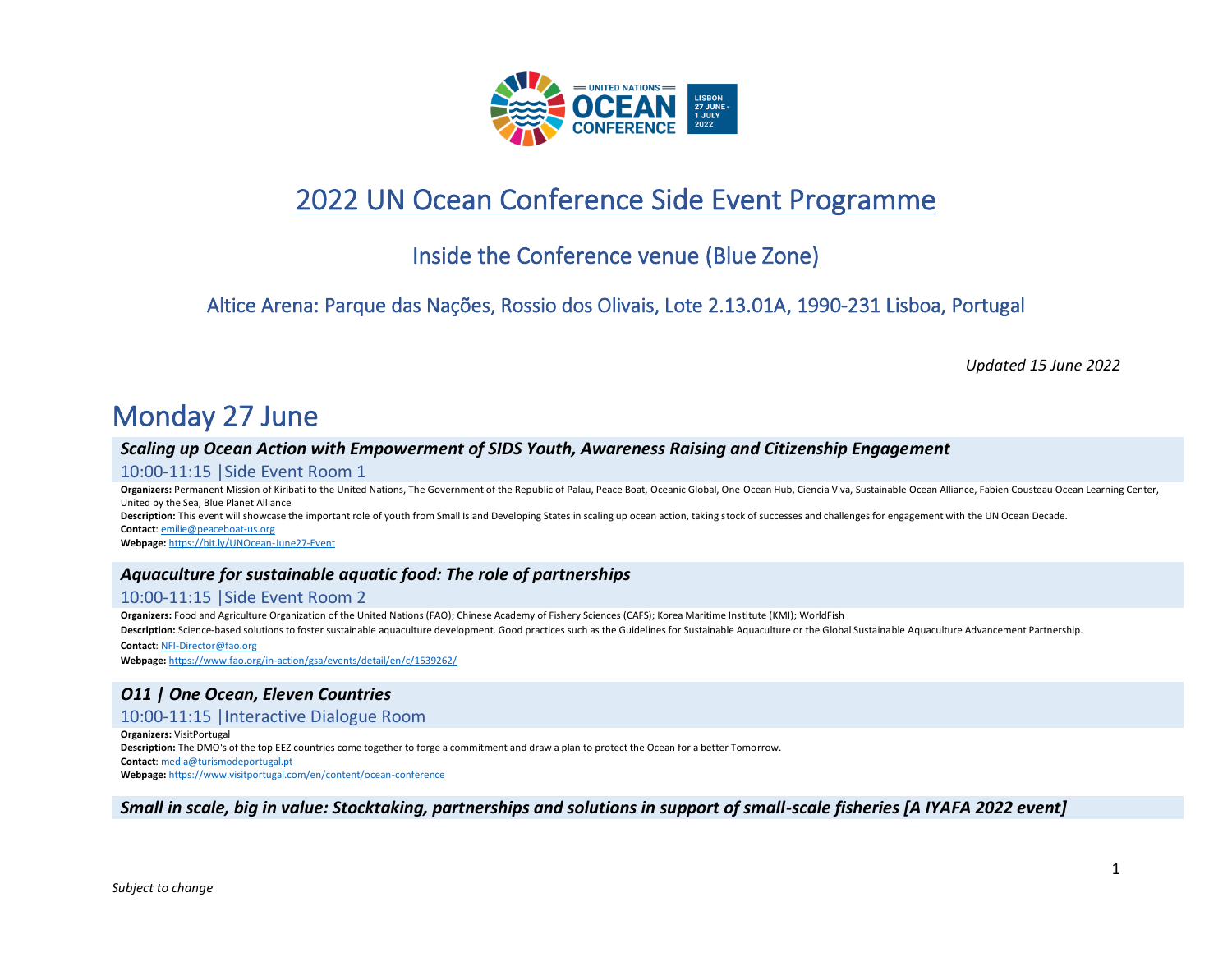# 2022 UN Ocean Conference Side Event Programme

## Inside the Conference venue (Blue Zone)

### Altice Arena: Parque das Nações, Rossio dos Olivais, Lote 2.13.01A, 1990-231 Lisboa, Portugal

*Updated 15 June 2022*

# Monday 27 June

### *Scaling up Ocean Action with Empowerment of SIDS Youth, Awareness Raising and Citizenship Engagement*

10:00-11:15 |Side Event Room 1

**Organizers:** Permanent Mission of Kiribati to the United Nations, The Government of the Republic of Palau, Peace Boat, Oceanic Global, One Ocean Hub, Ciencia Viva, Sustainable Ocean Alliance, Fabien Cousteau Ocean Learning Center, United by the Sea, Blue Planet Alliance

**Description:** This event will showcase the important role of youth from Small Island Developing States in scaling up ocean action, taking stock of successes and challenges for engagement with the UN Ocean Decade.

**Contact**: emilie@peaceboat-us.org

**Webpage:** https://bit.ly/UNOcean-June27-Event

### *Aquaculture for sustainable aquatic food: The role of partnerships*

10:00-11:15 |Side Event Room 2

**Organizers:** Food and Agriculture Organization of the United Nations (FAO); Chinese Academy of Fishery Sciences (CAFS); Korea Maritime Institute (KMI); WorldFish

**Description:** Science-based solutions to foster sustainable aquaculture development. Good practices such as the Guidelines for Sustainable Aquaculture or the Global Sustainable Aquaculture Advancement Partnership.

**Contact**: NFI-Director@fao.org

**Webpage:** https://www.fao.org/in-action/gsa/events/detail/en/c/1539262/

### *O11 | One Ocean, Eleven Countries*

10:00-11:15 |Interactive Dialogue Room

**Organizers:** VisitPortugal

**Description:** The DMO's of the top EEZ countries come together to forge a commitment and draw a plan to protect the Ocean for a better Tomorrow.

**Contact**: media@turismodeportugal.pt

**Webpage:** https://www.visitportugal.com/en/content/ocean-conference

### *Small in scale, big in value: Stocktaking, partnerships and solutions in support of small-scale fisheries [A IYAFA 2022 event]*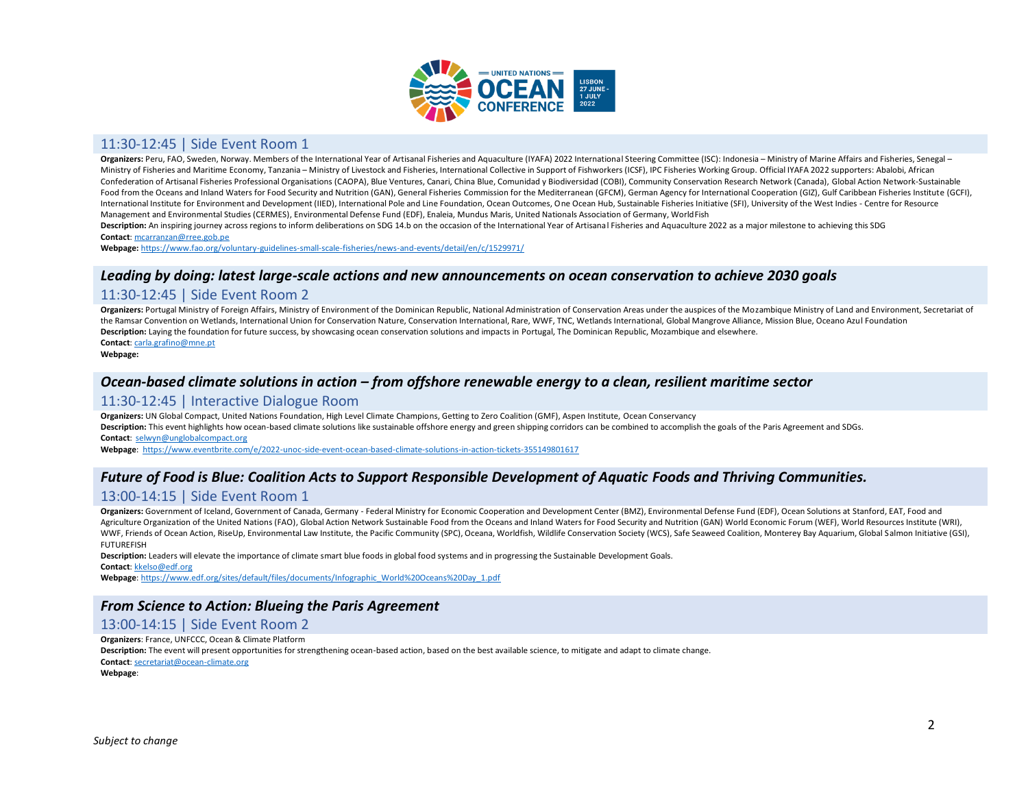## 11:30-12:45 | Side Event Room 1

**Organizers:** Peru, FAO, Sweden, Norway. Members of the International Year of Artisanal Fisheries and Aquaculture (IYAFA) 2022 International Steering Committee (ISC): Indonesia – Ministry of Marine Affairs and Fisheries, Senegal – Ministry of Fisheries and Maritime Economy, Tanzania – Ministry of Livestock and Fisheries, International Collective in Support of Fishworkers (ICSF), IPC Fisheries Working Group. Official IYAFA 2022 supporters: Abalobi, African Confederation of Artisanal Fisheries Professional Organisations (CAOPA), Blue Ventures, Canari, China Blue, Comunidad y Biodiversidad (COBI), Community Conservation Research Network (Canada), Global Action Network-Sustainable Food from the Oceans and Inland Waters for Food Security and Nutrition (GAN), General Fisheries Commission for the Mediterranean (GFCM), German Agency for International Cooperation (GIZ), Gulf Caribbean Fisheries Institute (GCFI), International Institute for Environment and Development (IIED), International Pole and Line Foundation, Ocean Outcomes, One Ocean Hub, Sustainable Fisheries Initiative (SFI), University of the West Indies - Centre for Resource Management and Environmental Studies (CERMES), Environmental Defense Fund (EDF), Enaleia, Mundus Maris, United Nationals Association of Germany, WorldFish

**Description:** An inspiring journey across regions to inform deliberations on SDG 14.b on the occasion of the International Year of Artisanal Fisheries and Aquaculture 2022 as a major milestone to achieving this SDG

**Contact**: mcarranzan@rree.gob.pe

**Webpage:** https://www.fao.org/voluntary-guidelines-small-scale-fisheries/news-and-events/detail/en/c/1529971/

## *Leading by doing: latest large-scale actions and new announcements on ocean conservation to achieve 2030 goals*

## 11:30-12:45 | Side Event Room 2

**Organizers:** Portugal Ministry of Foreign Affairs, Ministry of Environment of the Dominican Republic, National Administration of Conservation Areas under the auspices of the Mozambique Ministry of Land and Environment, Secretariat of the Ramsar Convention on Wetlands, International Union for Conservation Nature, Conservation International, Rare, WWF, TNC, Wetlands International, Global Mangrove Alliance, Mission Blue, Oceano Azul Foundation

**Description:** Laying the foundation for future success, by showcasing ocean conservation solutions and impacts in Portugal, The Dominican Republic, Mozambique and elsewhere.

**Contact**: carla.grafino@mne.pt

**Webpage:**

## *Ocean-based climate solutions in action – from offshore renewable energy to a clean, resilient maritime sector*

## 11:30-12:45 | Interactive Dialogue Room

**Organizers:** UN Global Compact, United Nations Foundation, High Level Climate Champions, Getting to Zero Coalition (GMF), Aspen Institute, Ocean Conservancy

**Description:** This event highlights how ocean-based climate solutions like sustainable offshore energy and green shipping corridors can be combined to accomplish the goals of the Paris Agreement and SDGs.

**Contact**: selwyn@unglobalcompact.org

**Webpage**: https://www.eventbrite.com/e/2022-unoc-side-event-ocean-based-climate-solutions-in-action-tickets-355149801617

## *Future of Food is Blue: Coalition Acts to Support Responsible Development of Aquatic Foods and Thriving Communities.*

## 13:00-14:15 | Side Event Room 1

**Organizers:** Government of Iceland, Government of Canada, Germany - Federal Ministry for Economic Cooperation and Development Center (BMZ), Environmental Defense Fund (EDF), Ocean Solutions at Stanford, EAT, Food and Agriculture Organization of the United Nations (FAO), Global Action Network Sustainable Food from the Oceans and Inland Waters for Food Security and Nutrition (GAN) World Economic Forum (WEF), World Resources Institute (WRI), WWF, Friends of Ocean Action, RiseUp, Environmental Law Institute, the Pacific Community (SPC), Oceana, Worldfish, Wildlife Conservation Society (WCS), Safe Seaweed Coalition, Monterey Bay Aquarium, Global Salmon Initiative (GSI), FUTUREFISH

**Description:** Leaders will elevate the importance of climate smart blue foods in global food systems and in progressing the Sustainable Development Goals.

**Contact**: kkelso@edf.org

**Webpage**: https://www.edf.org/sites/default/files/documents/Infographic_World%20Oceans%20Day_1.pdf

## *From Science to Action: Blueing the Paris Agreement*

## 13:00-14:15 | Side Event Room 2

**Organizers**: France, UNFCCC, Ocean & Climate Platform

**Description:** The event will present opportunities for strengthening ocean-based action, based on the best available science, to mitigate and adapt to climate change.

**Contact**: secretariat@ocean-climate.org

**Webpage**:

*Subject to change*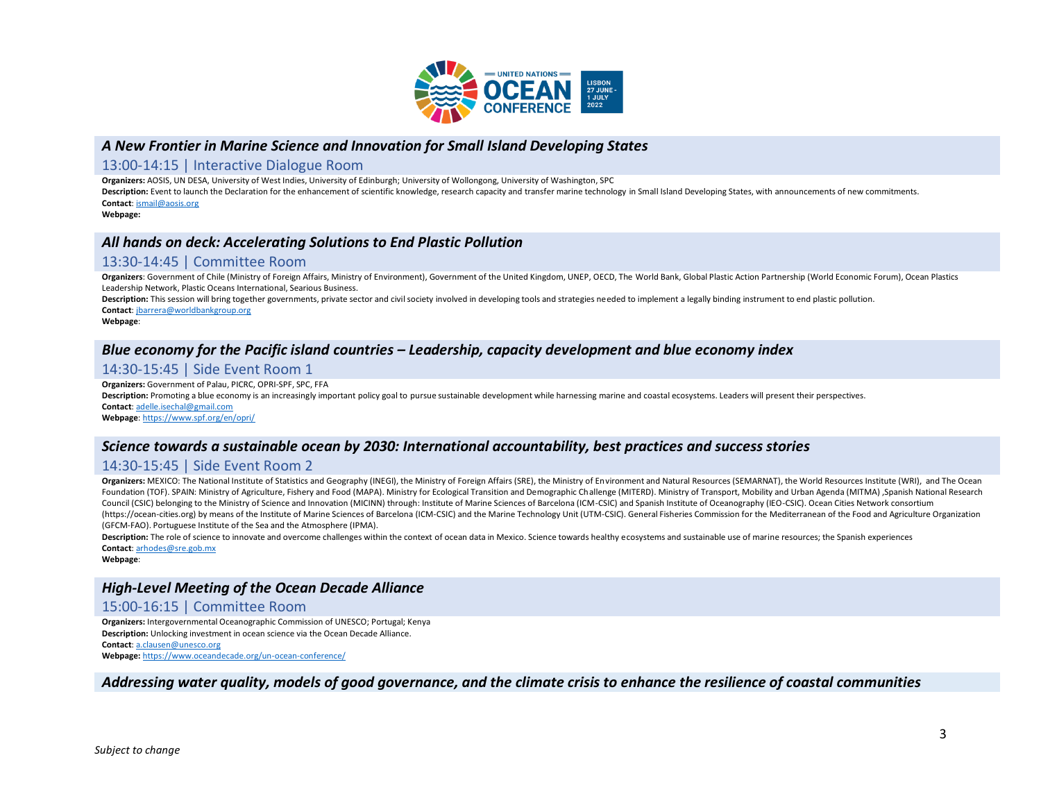### *A New Frontier in Marine Science and Innovation for Small Island Developing States*

13:00-14:15 | Interactive Dialogue Room

**Organizers:** AOSIS, UN DESA, University of West Indies, University of Edinburgh; University of Wollongong, University of Washington, SPC

**Description:** Event to launch the Declaration for the enhancement of scientific knowledge, research capacity and transfer marine technology in Small Island Developing States, with announcements of new commitments.

**Contact**: ismail@aosis.org

**Webpage:**

### *All hands on deck: Accelerating Solutions to End Plastic Pollution*

13:30-14:45 | Committee Room

**Organizers**: Government of Chile (Ministry of Foreign Affairs, Ministry of Environment), Government of the United Kingdom, UNEP, OECD, The World Bank, Global Plastic Action Partnership (World Economic Forum), Ocean Plastics Leadership Network, Plastic Oceans International, Searious Business.

**Description:** This session will bring together governments, private sector and civil society involved in developing tools and strategies needed to implement a legally binding instrument to end plastic pollution.

**Contact**: jbarrera@worldbankgroup.org

**Webpage**:

### *Blue economy for the Pacific island countries – Leadership, capacity development and blue economy index*

14:30-15:45 | Side Event Room 1

**Organizers:** Government of Palau, PICRC, OPRI-SPF, SPC, FFA

**Description:** Promoting a blue economy is an increasingly important policy goal to pursue sustainable development while harnessing marine and coastal ecosystems. Leaders will present their perspectives.

**Contact**: adelle.isechal@gmail.com

**Webpage**: https://www.spf.org/en/opri/

### *Science towards a sustainable ocean by 2030: International accountability, best practices and success stories*

14:30-15:45 | Side Event Room 2

**Organizers:** MEXICO: The National Institute of Statistics and Geography (INEGI), the Ministry of Foreign Affairs (SRE), the Ministry of Environment and Natural Resources (SEMARNAT), the World Resources Institute (WRI), and The Ocean Foundation (TOF). SPAIN: Ministry of Agriculture, Fishery and Food (MAPA). Ministry for Ecological Transition and Demographic Challenge (MITERD). Ministry of Transport, Mobility and Urban Agenda (MITMA) ,Spanish National Research Council (CSIC) belonging to the Ministry of Science and Innovation (MICINN) through: Institute of Marine Sciences of Barcelona (ICM-CSIC) and Spanish Institute of Oceanography (IEO-CSIC). Ocean Cities Network consortium (https://ocean-cities.org) by means of the Institute of Marine Sciences of Barcelona (ICM-CSIC) and the Marine Technology Unit (UTM-CSIC). General Fisheries Commission for the Mediterranean of the Food and Agriculture Organization (GFCM-FAO). Portuguese Institute of the Sea and the Atmosphere (IPMA).

**Description:** The role of science to innovate and overcome challenges within the context of ocean data in Mexico. Science towards healthy ecosystems and sustainable use of marine resources; the Spanish experiences

**Contact**: arhodes@sre.gob.mx

**Webpage**:

### *High-Level Meeting of the Ocean Decade Alliance*

15:00-16:15 | Committee Room

**Organizers:** Intergovernmental Oceanographic Commission of UNESCO; Portugal; Kenya

**Description:** Unlocking investment in ocean science via the Ocean Decade Alliance.

**Contact**: a.clausen@unesco.org

**Webpage:** https://www.oceandecade.org/un-ocean-conference/

### *Addressing water quality, models of good governance, and the climate crisis to enhance the resilience of coastal communities*

*Subject to change*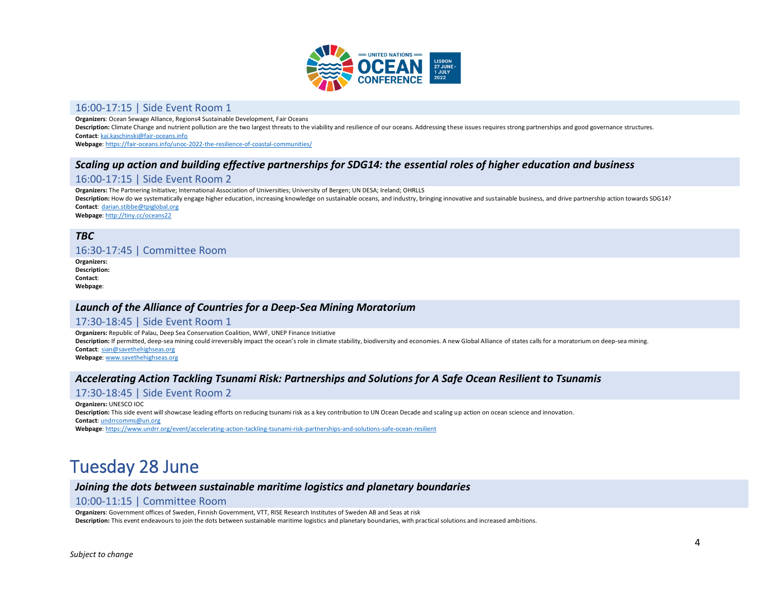16:00-17:15 | Side Event Room 1

**Organizers**: Ocean Sewage Alliance, Regions4 Sustainable Development, Fair Oceans
**Description:** Climate Change and nutrient pollution are the two largest threats to the viability and resilience of our oceans. Addressing these issues requires strong partnerships and good governance structures.
**Contact**: kai.kaschinski@fair-oceans.info
**Webpage**: https://fair-oceans.info/unoc-2022-the-resilience-of-coastal-communities/

### *Scaling up action and building effective partnerships for SDG14: the essential roles of higher education and business*

16:00-17:15 | Side Event Room 2

**Organizers:** The Partnering Initiative; International Association of Universities; University of Bergen; UN DESA; Ireland; OHRLLS
**Description:** How do we systematically engage higher education, increasing knowledge on sustainable oceans, and industry, bringing innovative and sustainable business, and drive partnership action towards SDG14?
**Contact**: darian.stibbe@tpiglobal.org
**Webpage**: http://tiny.cc/oceans22

### *TBC*

16:30-17:45 | Committee Room

**Organizers:**
**Description:**
**Contact**:
**Webpage**:

### *Launch of the Alliance of Countries for a Deep-Sea Mining Moratorium*

17:30-18:45 | Side Event Room 1

**Organizers:** Republic of Palau, Deep Sea Conservation Coalition, WWF, UNEP Finance Initiative
**Description:** If permitted, deep-sea mining could irreversibly impact the ocean's role in climate stability, biodiversity and economies. A new Global Alliance of states calls for a moratorium on deep-sea mining.
**Contact**: sian@savethehighseas.org
**Webpage**: www.savethehighseas.org

### *Accelerating Action Tackling Tsunami Risk: Partnerships and Solutions for A Safe Ocean Resilient to Tsunamis*

17:30-18:45 | Side Event Room 2

**Organizers:** UNESCO IOC
**Description:** This side event will showcase leading efforts on reducing tsunami risk as a key contribution to UN Ocean Decade and scaling up action on ocean science and innovation.
**Contact**: undrrcomms@un.org
**Webpage**: https://www.undrr.org/event/accelerating-action-tackling-tsunami-risk-partnerships-and-solutions-safe-ocean-resilient

# Tuesday 28 June

### *Joining the dots between sustainable maritime logistics and planetary boundaries*

10:00-11:15 | Committee Room

**Organizers**: Government offices of Sweden, Finnish Government, VTT, RISE Research Institutes of Sweden AB and Seas at risk
**Description:** This event endeavours to join the dots between sustainable maritime logistics and planetary boundaries, with practical solutions and increased ambitions.

*Subject to change*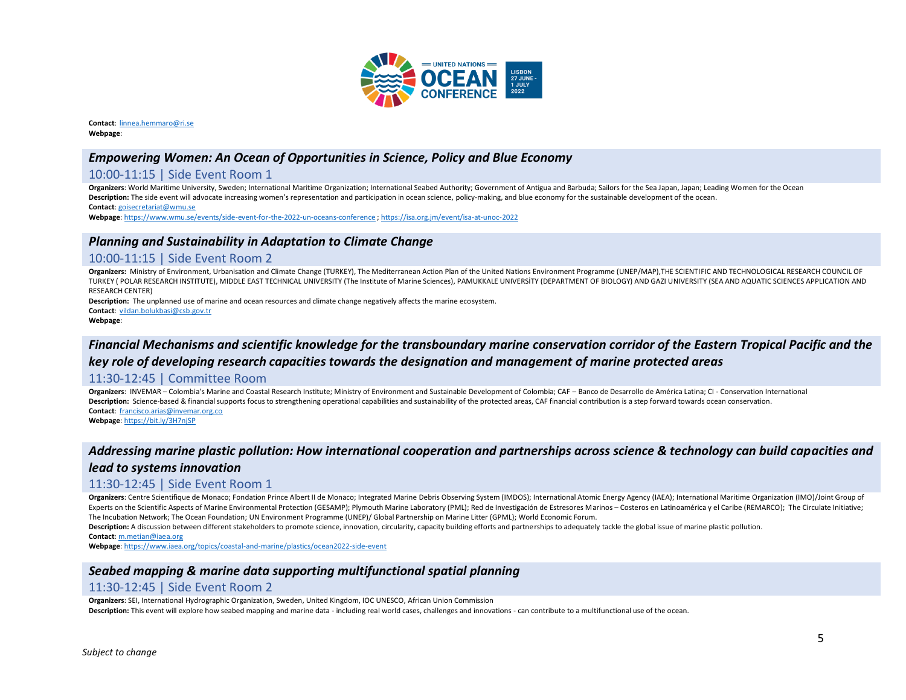**Contact**: linnea.hemmaro@ri.se
**Webpage**:

## *Empowering Women: An Ocean of Opportunities in Science, Policy and Blue Economy*

### 10:00-11:15 | Side Event Room 1

**Organizers**: World Maritime University, Sweden; International Maritime Organization; International Seabed Authority; Government of Antigua and Barbuda; Sailors for the Sea Japan, Japan; Leading Women for the Ocean
**Description:** The side event will advocate increasing women's representation and participation in ocean science, policy-making, and blue economy for the sustainable development of the ocean.
**Contact**: goisecretariat@wmu.se
**Webpage**: https://www.wmu.se/events/side-event-for-the-2022-un-oceans-conference ; https://isa.org.jm/event/isa-at-unoc-2022

## *Planning and Sustainability in Adaptation to Climate Change*

### 10:00-11:15 | Side Event Room 2

**Organizers:** Ministry of Environment, Urbanisation and Climate Change (TURKEY), The Mediterranean Action Plan of the United Nations Environment Programme (UNEP/MAP),THE SCIENTIFIC AND TECHNOLOGICAL RESEARCH COUNCIL OF TURKEY ( POLAR RESEARCH INSTITUTE), MIDDLE EAST TECHNICAL UNIVERSITY (The Institute of Marine Sciences), PAMUKKALE UNIVERSİTY (DEPARTMENT OF BIOLOGY) AND GAZI UNIVERSITY (SEA AND AQUATIC SCIENCES APPLICATION AND RESEARCH CENTER)
**Description:** The unplanned use of marine and ocean resources and climate change negatively affects the marine ecosystem.
**Contact**: vildan.bolukbasi@csb.gov.tr
**Webpage**:

## *Financial Mechanisms and scientific knowledge for the transboundary marine conservation corridor of the Eastern Tropical Pacific and the key role of developing research capacities towards the designation and management of marine protected areas*

### 11:30-12:45 | Committee Room

**Organizers**: INVEMAR – Colombia's Marine and Coastal Research Institute; Ministry of Environment and Sustainable Development of Colombia; CAF – Banco de Desarrollo de América Latina; CI - Conservation International
**Description:** Science-based & financial supports focus to strengthening operational capabilities and sustainability of the protected areas, CAF financial contribution is a step forward towards ocean conservation.
**Contact**: francisco.arias@invemar.org.co
**Webpage**: https://bit.ly/3H7njSP

## *Addressing marine plastic pollution: How international cooperation and partnerships across science & technology can build capacities and lead to systems innovation*

### 11:30-12:45 | Side Event Room 1

**Organizers**: Centre Scientifique de Monaco; Fondation Prince Albert II de Monaco; Integrated Marine Debris Observing System (IMDOS); International Atomic Energy Agency (IAEA); International Maritime Organization (IMO)/Joint Group of Experts on the Scientific Aspects of Marine Environmental Protection (GESAMP); Plymouth Marine Laboratory (PML); Red de Investigación de Estresores Marinos – Costeros en Latinoamérica y el Caribe (REMARCO); The Circulate Initiative; The Incubation Network; The Ocean Foundation; UN Environment Programme (UNEP)/ Global Partnership on Marine Litter (GPML); World Economic Forum.
**Description:** A discussion between different stakeholders to promote science, innovation, circularity, capacity building efforts and partnerships to adequately tackle the global issue of marine plastic pollution.
**Contact**: m.metian@iaea.org
**Webpage**: https://www.iaea.org/topics/coastal-and-marine/plastics/ocean2022-side-event

## *Seabed mapping & marine data supporting multifunctional spatial planning*

### 11:30-12:45 | Side Event Room 2

**Organizers**: SEI, International Hydrographic Organization, Sweden, United Kingdom, IOC UNESCO, African Union Commission
**Description:** This event will explore how seabed mapping and marine data - including real world cases, challenges and innovations - can contribute to a multifunctional use of the ocean.

*Subject to change*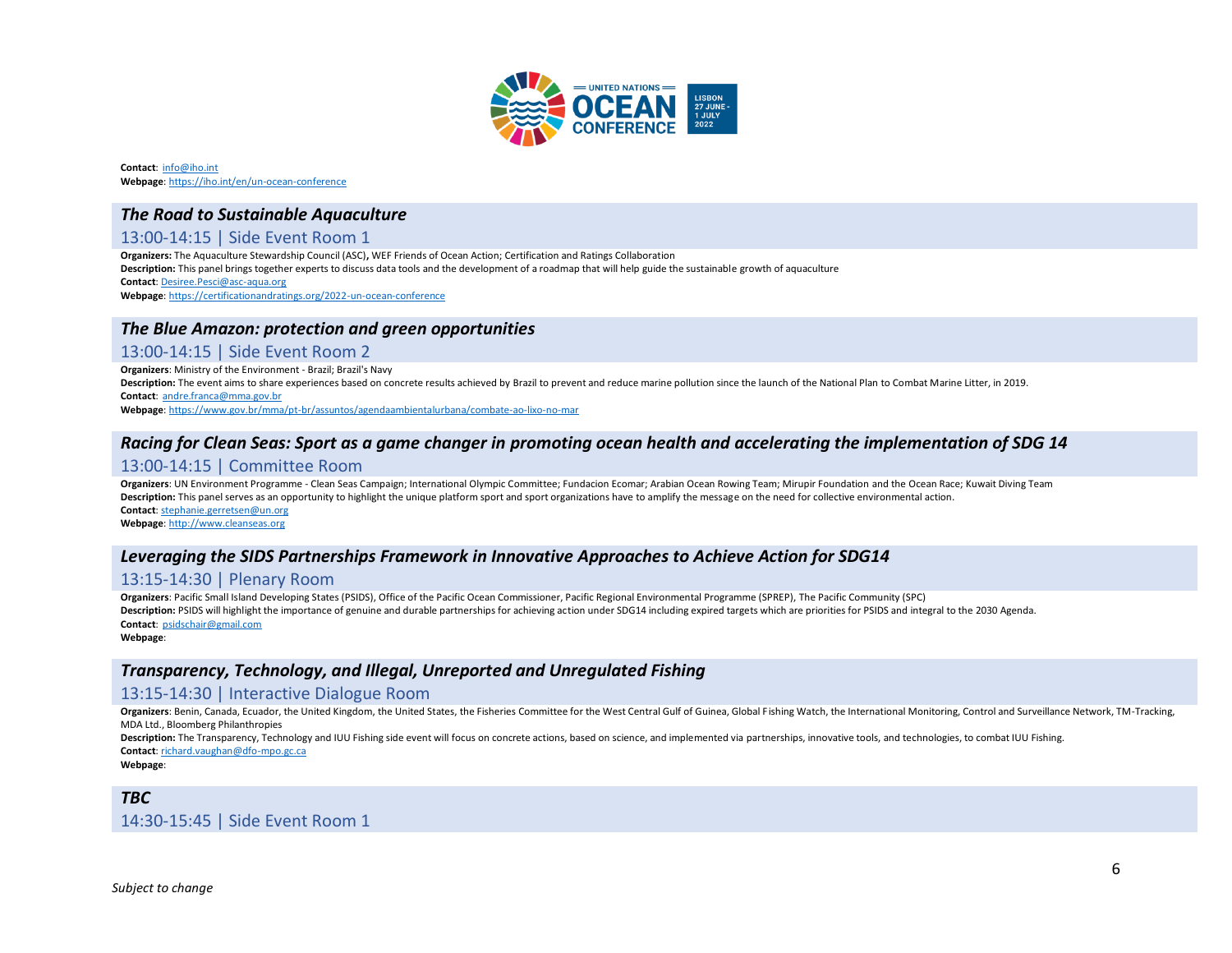**Contact**: info@iho.int
**Webpage**: https://iho.int/en/un-ocean-conference

### *The Road to Sustainable Aquaculture*

13:00-14:15 | Side Event Room 1

**Organizers:** The Aquaculture Stewardship Council (ASC)**,** WEF Friends of Ocean Action; Certification and Ratings Collaboration
**Description:** This panel brings together experts to discuss data tools and the development of a roadmap that will help guide the sustainable growth of aquaculture
**Contact**: Desiree.Pesci@asc-aqua.org
**Webpage**: https://certificationandratings.org/2022-un-ocean-conference

### *The Blue Amazon: protection and green opportunities*

13:00-14:15 | Side Event Room 2

**Organizers**: Ministry of the Environment - Brazil; Brazil's Navy
**Description:** The event aims to share experiences based on concrete results achieved by Brazil to prevent and reduce marine pollution since the launch of the National Plan to Combat Marine Litter, in 2019.
**Contact**: andre.franca@mma.gov.br
**Webpage**: https://www.gov.br/mma/pt-br/assuntos/agendaambientalurbana/combate-ao-lixo-no-mar

### *Racing for Clean Seas: Sport as a game changer in promoting ocean health and accelerating the implementation of SDG 14*

13:00-14:15 | Committee Room

**Organizers**: UN Environment Programme - Clean Seas Campaign; International Olympic Committee; Fundacion Ecomar; Arabian Ocean Rowing Team; Mirupir Foundation and the Ocean Race; Kuwait Diving Team
**Description:** This panel serves as an opportunity to highlight the unique platform sport and sport organizations have to amplify the message on the need for collective environmental action.
**Contact**: stephanie.gerretsen@un.org
**Webpage**: http://www.cleanseas.org

### *Leveraging the SIDS Partnerships Framework in Innovative Approaches to Achieve Action for SDG14*

13:15-14:30 | Plenary Room

**Organizers**: Pacific Small Island Developing States (PSIDS), Office of the Pacific Ocean Commissioner, Pacific Regional Environmental Programme (SPREP), The Pacific Community (SPC)
**Description:** PSIDS will highlight the importance of genuine and durable partnerships for achieving action under SDG14 including expired targets which are priorities for PSIDS and integral to the 2030 Agenda.
**Contact**: psidschair@gmail.com
**Webpage**:

### *Transparency, Technology, and Illegal, Unreported and Unregulated Fishing*

13:15-14:30 | Interactive Dialogue Room

**Organizers**: Benin, Canada, Ecuador, the United Kingdom, the United States, the Fisheries Committee for the West Central Gulf of Guinea, Global Fishing Watch, the International Monitoring, Control and Surveillance Network, TM-Tracking, MDA Ltd., Bloomberg Philanthropies
**Description:** The Transparency, Technology and IUU Fishing side event will focus on concrete actions, based on science, and implemented via partnerships, innovative tools, and technologies, to combat IUU Fishing.
**Contact**: richard.vaughan@dfo-mpo.gc.ca
**Webpage**:

### *TBC*

14:30-15:45 | Side Event Room 1

*Subject to change*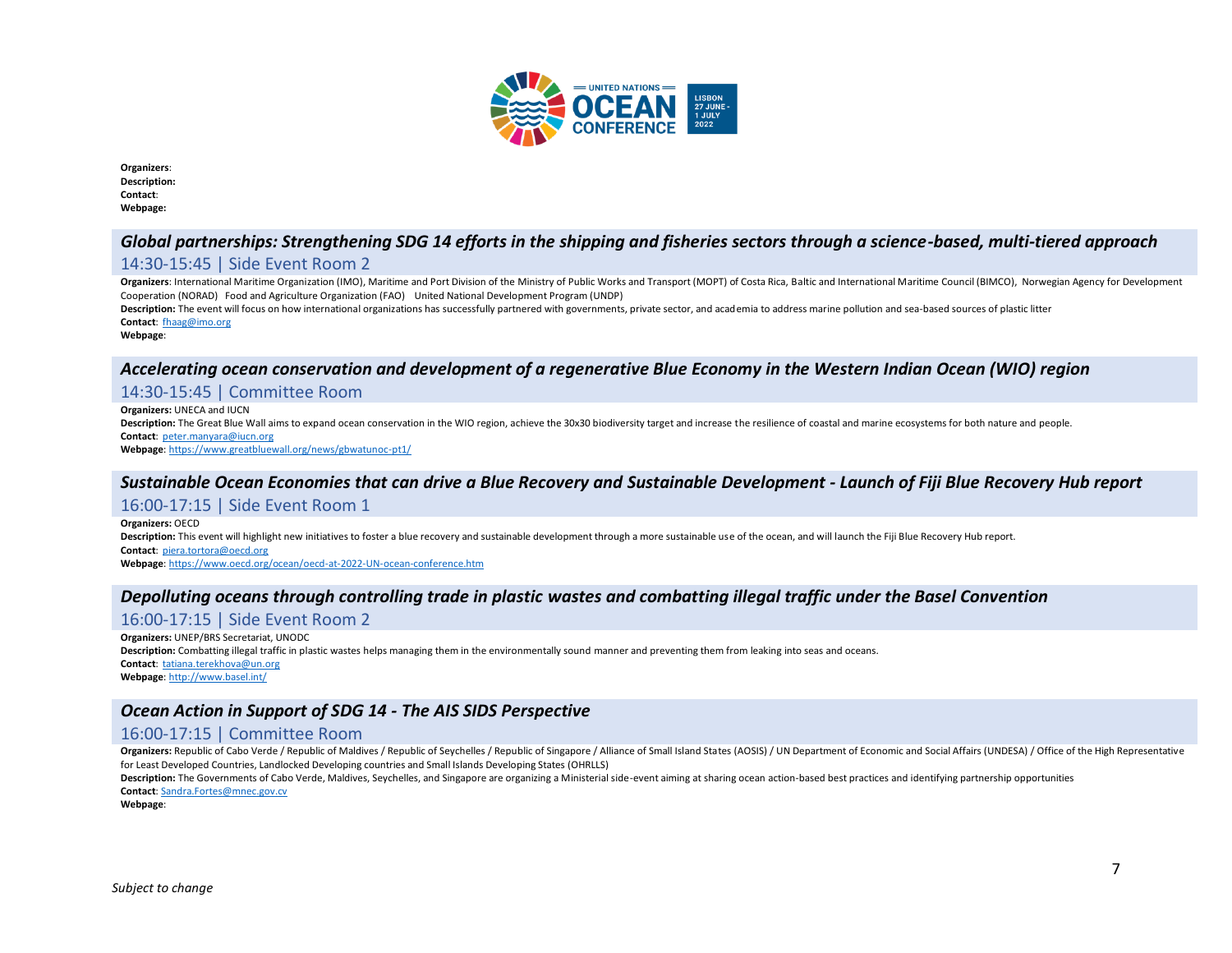**Organizers**:
**Description:**
**Contact**:
**Webpage:**

## *Global partnerships: Strengthening SDG 14 efforts in the shipping and fisheries sectors through a science-based, multi-tiered approach*

### 14:30-15:45 | Side Event Room 2

**Organizers**: International Maritime Organization (IMO), Maritime and Port Division of the Ministry of Public Works and Transport (MOPT) of Costa Rica, Baltic and International Maritime Council (BIMCO), Norwegian Agency for Development Cooperation (NORAD) Food and Agriculture Organization (FAO) United National Development Program (UNDP)
**Description:** The event will focus on how international organizations has successfully partnered with governments, private sector, and academia to address marine pollution and sea-based sources of plastic litter
**Contact**: fhaag@imo.org
**Webpage**:

## *Accelerating ocean conservation and development of a regenerative Blue Economy in the Western Indian Ocean (WIO) region*

### 14:30-15:45 | Committee Room

**Organizers:** UNECA and IUCN
**Description:** The Great Blue Wall aims to expand ocean conservation in the WIO region, achieve the 30x30 biodiversity target and increase the resilience of coastal and marine ecosystems for both nature and people.
**Contact**: peter.manyara@iucn.org
**Webpage**: https://www.greatbluewall.org/news/gbwatunoc-pt1/

## *Sustainable Ocean Economies that can drive a Blue Recovery and Sustainable Development - Launch of Fiji Blue Recovery Hub report*

### 16:00-17:15 | Side Event Room 1

**Organizers:** OECD
**Description:** This event will highlight new initiatives to foster a blue recovery and sustainable development through a more sustainable use of the ocean, and will launch the Fiji Blue Recovery Hub report.
**Contact**: piera.tortora@oecd.org
**Webpage**: https://www.oecd.org/ocean/oecd-at-2022-UN-ocean-conference.htm

## *Depolluting oceans through controlling trade in plastic wastes and combatting illegal traffic under the Basel Convention*

### 16:00-17:15 | Side Event Room 2

**Organizers:** UNEP/BRS Secretariat, UNODC
**Description:** Combatting illegal traffic in plastic wastes helps managing them in the environmentally sound manner and preventing them from leaking into seas and oceans.
**Contact**: tatiana.terekhova@un.org
**Webpage**: http://www.basel.int/

## *Ocean Action in Support of SDG 14 - The AIS SIDS Perspective*

### 16:00-17:15 | Committee Room

**Organizers:** Republic of Cabo Verde / Republic of Maldives / Republic of Seychelles / Republic of Singapore / Alliance of Small Island States (AOSIS) / UN Department of Economic and Social Affairs (UNDESA) / Office of the High Representative for Least Developed Countries, Landlocked Developing countries and Small Islands Developing States (OHRLLS)
**Description:** The Governments of Cabo Verde, Maldives, Seychelles, and Singapore are organizing a Ministerial side-event aiming at sharing ocean action-based best practices and identifying partnership opportunities
**Contact**: Sandra.Fortes@mnec.gov.cv
**Webpage**:

*Subject to change*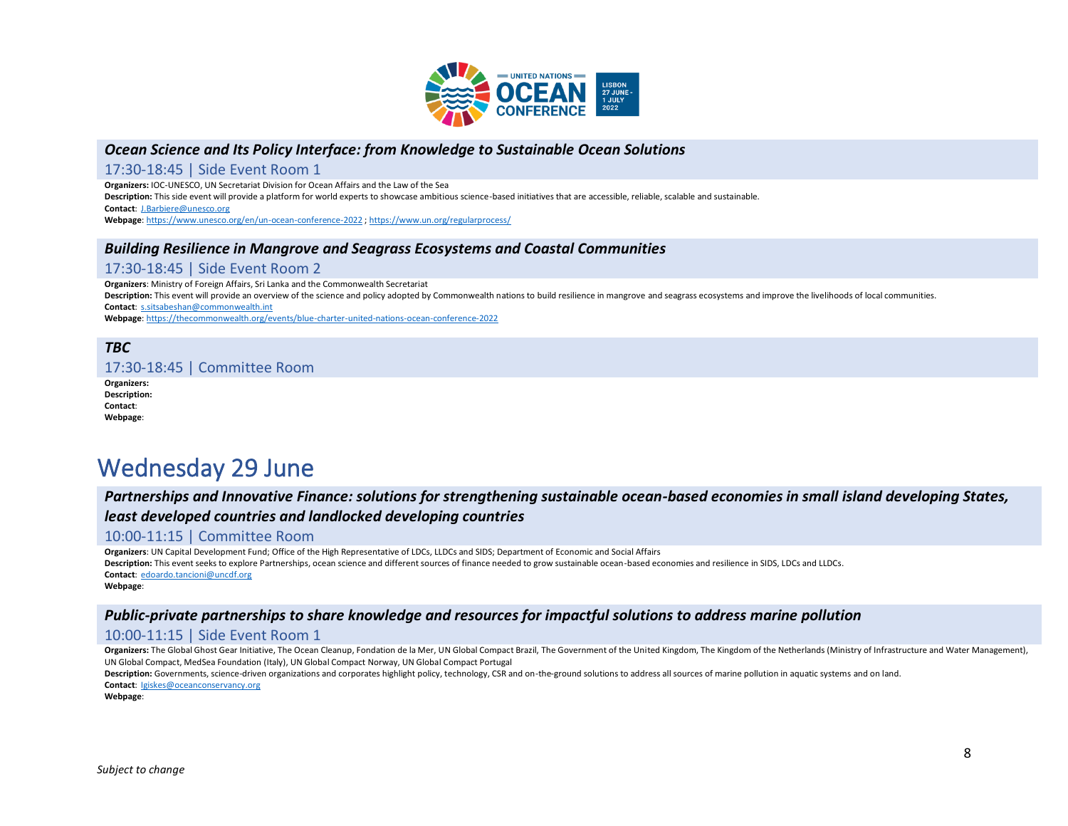### *Ocean Science and Its Policy Interface: from Knowledge to Sustainable Ocean Solutions*

17:30-18:45 | Side Event Room 1

**Organizers:** IOC-UNESCO, UN Secretariat Division for Ocean Affairs and the Law of the Sea
**Description:** This side event will provide a platform for world experts to showcase ambitious science-based initiatives that are accessible, reliable, scalable and sustainable.
**Contact**: J.Barbiere@unesco.org
**Webpage**: https://www.unesco.org/en/un-ocean-conference-2022 ; https://www.un.org/regularprocess/

### *Building Resilience in Mangrove and Seagrass Ecosystems and Coastal Communities*

17:30-18:45 | Side Event Room 2

**Organizers**: Ministry of Foreign Affairs, Sri Lanka and the Commonwealth Secretariat
**Description:** This event will provide an overview of the science and policy adopted by Commonwealth nations to build resilience in mangrove and seagrass ecosystems and improve the livelihoods of local communities.
**Contact**: s.sitsabeshan@commonwealth.int
**Webpage**: https://thecommonwealth.org/events/blue-charter-united-nations-ocean-conference-2022

### *TBC*

17:30-18:45 | Committee Room

**Organizers:**
**Description:**
**Contact**:
**Webpage**:

# Wednesday 29 June

### *Partnerships and Innovative Finance: solutions for strengthening sustainable ocean-based economies in small island developing States, least developed countries and landlocked developing countries*

10:00-11:15 | Committee Room

**Organizers**: UN Capital Development Fund; Office of the High Representative of LDCs, LLDCs and SIDS; Department of Economic and Social Affairs
**Description:** This event seeks to explore Partnerships, ocean science and different sources of finance needed to grow sustainable ocean-based economies and resilience in SIDS, LDCs and LLDCs.
**Contact**: edoardo.tancioni@uncdf.org
**Webpage**:

### *Public-private partnerships to share knowledge and resources for impactful solutions to address marine pollution*

10:00-11:15 | Side Event Room 1

**Organizers:** The Global Ghost Gear Initiative, The Ocean Cleanup, Fondation de la Mer, UN Global Compact Brazil, The Government of the United Kingdom, The Kingdom of the Netherlands (Ministry of Infrastructure and Water Management), UN Global Compact, MedSea Foundation (Italy), UN Global Compact Norway, UN Global Compact Portugal
**Description:** Governments, science-driven organizations and corporates highlight policy, technology, CSR and on-the-ground solutions to address all sources of marine pollution in aquatic systems and on land.
**Contact**: lgiskes@oceanconservancy.org
**Webpage**:

*Subject to change*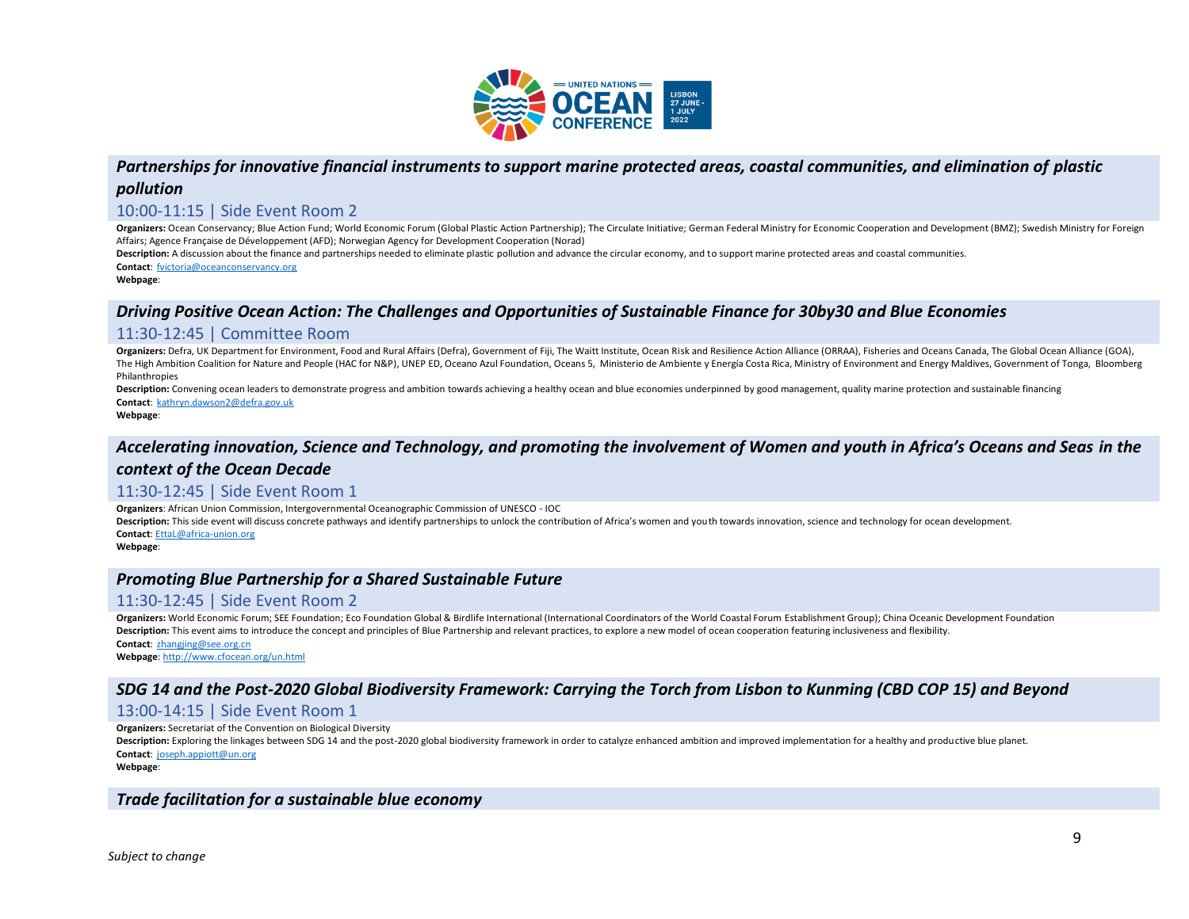### *Partnerships for innovative financial instruments to support marine protected areas, coastal communities, and elimination of plastic pollution*

10:00-11:15 | Side Event Room 2

**Organizers:** Ocean Conservancy; Blue Action Fund; World Economic Forum (Global Plastic Action Partnership); The Circulate Initiative; German Federal Ministry for Economic Cooperation and Development (BMZ); Swedish Ministry for Foreign Affairs; Agence Française de Développement (AFD); Norwegian Agency for Development Cooperation (Norad)

**Description:** A discussion about the finance and partnerships needed to eliminate plastic pollution and advance the circular economy, and to support marine protected areas and coastal communities.

**Contact**: fvictoria@oceanconservancy.org

**Webpage**:

### *Driving Positive Ocean Action: The Challenges and Opportunities of Sustainable Finance for 30by30 and Blue Economies*

11:30-12:45 | Committee Room

**Organizers:** Defra, UK Department for Environment, Food and Rural Affairs (Defra), Government of Fiji, The Waitt Institute, Ocean Risk and Resilience Action Alliance (ORRAA), Fisheries and Oceans Canada, The Global Ocean Alliance (GOA), The High Ambition Coalition for Nature and People (HAC for N&P), UNEP ED, Oceano Azul Foundation, Oceans 5, Ministerio de Ambiente y Energía Costa Rica, Ministry of Environment and Energy Maldives, Government of Tonga, Bloomberg Philanthropies

**Description:** Convening ocean leaders to demonstrate progress and ambition towards achieving a healthy ocean and blue economies underpinned by good management, quality marine protection and sustainable financing

**Contact**: kathryn.dawson2@defra.gov.uk

**Webpage**:

### *Accelerating innovation, Science and Technology, and promoting the involvement of Women and youth in Africa's Oceans and Seas in the context of the Ocean Decade*

11:30-12:45 | Side Event Room 1

**Organizers**: African Union Commission, Intergovernmental Oceanographic Commission of UNESCO - IOC

**Description:** This side event will discuss concrete pathways and identify partnerships to unlock the contribution of Africa's women and youth towards innovation, science and technology for ocean development.

**Contact**: EttaL@africa-union.org

**Webpage**:

### *Promoting Blue Partnership for a Shared Sustainable Future*

11:30-12:45 | Side Event Room 2

**Organizers:** World Economic Forum; SEE Foundation; Eco Foundation Global & Birdlife International (International Coordinators of the World Coastal Forum Establishment Group); China Oceanic Development Foundation

**Description:** This event aims to introduce the concept and principles of Blue Partnership and relevant practices, to explore a new model of ocean cooperation featuring inclusiveness and flexibility.

**Contact**: zhangjing@see.org.cn

**Webpage**: http://www.cfocean.org/un.html

### *SDG 14 and the Post-2020 Global Biodiversity Framework: Carrying the Torch from Lisbon to Kunming (CBD COP 15) and Beyond*

13:00-14:15 | Side Event Room 1

**Organizers:** Secretariat of the Convention on Biological Diversity

**Description:** Exploring the linkages between SDG 14 and the post-2020 global biodiversity framework in order to catalyze enhanced ambition and improved implementation for a healthy and productive blue planet.

**Contact**: joseph.appiott@un.org

**Webpage**:

### *Trade facilitation for a sustainable blue economy*

*Subject to change*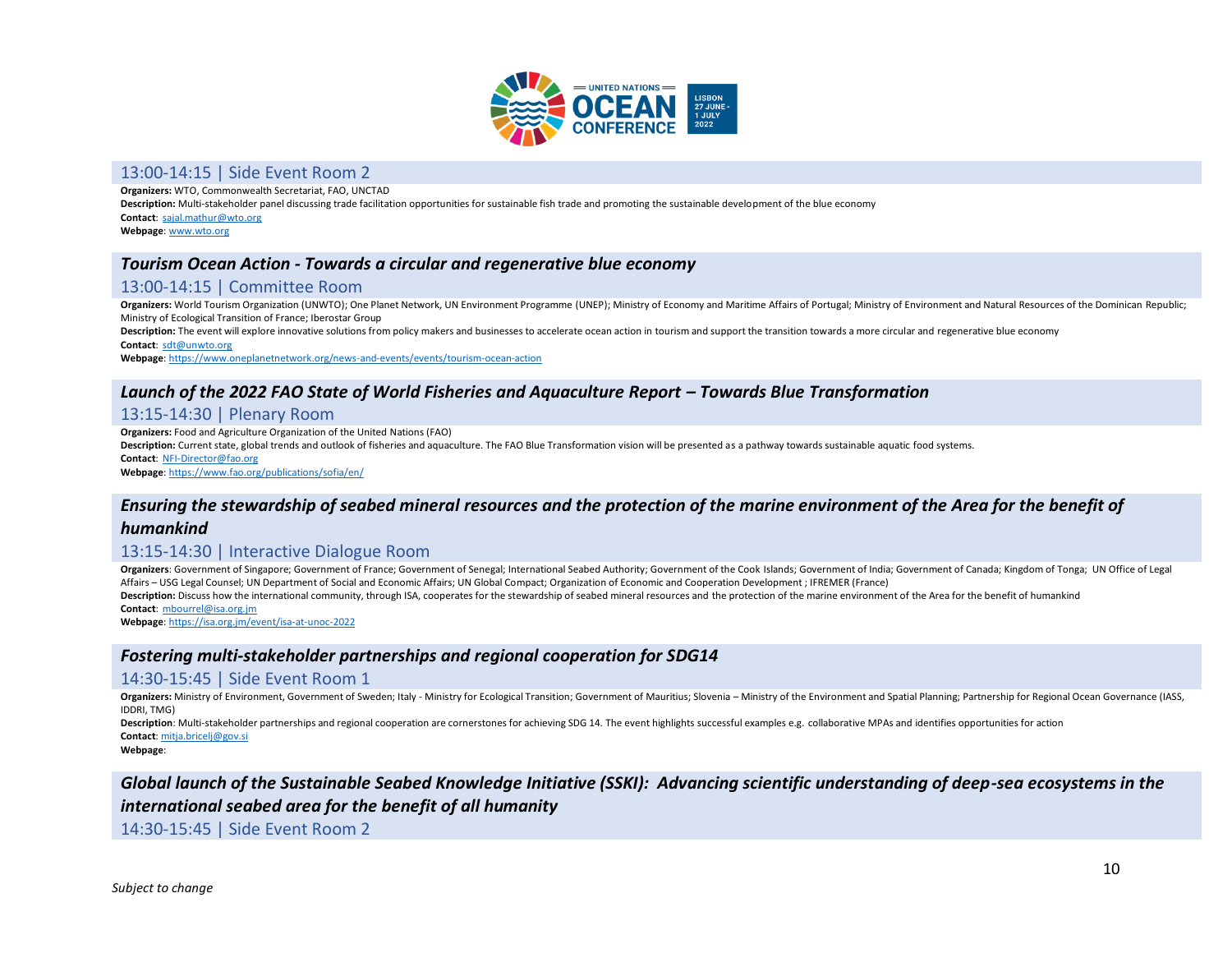### 13:00-14:15 | Side Event Room 2

**Organizers:** WTO, Commonwealth Secretariat, FAO, UNCTAD
**Description:** Multi-stakeholder panel discussing trade facilitation opportunities for sustainable fish trade and promoting the sustainable development of the blue economy
**Contact**: sajal.mathur@wto.org
**Webpage**: www.wto.org

## *Tourism Ocean Action - Towards a circular and regenerative blue economy*

### 13:00-14:15 | Committee Room

**Organizers:** World Tourism Organization (UNWTO); One Planet Network, UN Environment Programme (UNEP); Ministry of Economy and Maritime Affairs of Portugal; Ministry of Environment and Natural Resources of the Dominican Republic; Ministry of Ecological Transition of France; Iberostar Group
**Description:** The event will explore innovative solutions from policy makers and businesses to accelerate ocean action in tourism and support the transition towards a more circular and regenerative blue economy
**Contact**: sdt@unwto.org
**Webpage**: https://www.oneplanetnetwork.org/news-and-events/events/tourism-ocean-action

## *Launch of the 2022 FAO State of World Fisheries and Aquaculture Report – Towards Blue Transformation*

### 13:15-14:30 | Plenary Room

**Organizers:** Food and Agriculture Organization of the United Nations (FAO)
**Description:** Current state, global trends and outlook of fisheries and aquaculture. The FAO Blue Transformation vision will be presented as a pathway towards sustainable aquatic food systems.
**Contact**: NFI-Director@fao.org
**Webpage**: https://www.fao.org/publications/sofia/en/

## *Ensuring the stewardship of seabed mineral resources and the protection of the marine environment of the Area for the benefit of humankind*

### 13:15-14:30 | Interactive Dialogue Room

**Organizers**: Government of Singapore; Government of France; Government of Senegal; International Seabed Authority; Government of the Cook Islands; Government of India; Government of Canada; Kingdom of Tonga; UN Office of Legal Affairs – USG Legal Counsel; UN Department of Social and Economic Affairs; UN Global Compact; Organization of Economic and Cooperation Development ; IFREMER (France)
**Description:** Discuss how the international community, through ISA, cooperates for the stewardship of seabed mineral resources and the protection of the marine environment of the Area for the benefit of humankind
**Contact**: mbourrel@isa.org.jm
**Webpage**: https://isa.org.jm/event/isa-at-unoc-2022

## *Fostering multi-stakeholder partnerships and regional cooperation for SDG14*

### 14:30-15:45 | Side Event Room 1

**Organizers:** Ministry of Environment, Government of Sweden; Italy - Ministry for Ecological Transition; Government of Mauritius; Slovenia – Ministry of the Environment and Spatial Planning; Partnership for Regional Ocean Governance (IASS, IDDRI, TMG)
**Description**: Multi-stakeholder partnerships and regional cooperation are cornerstones for achieving SDG 14. The event highlights successful examples e.g. collaborative MPAs and identifies opportunities for action
**Contact**: mitja.bricelj@gov.si
**Webpage**:

## *Global launch of the Sustainable Seabed Knowledge Initiative (SSKI): Advancing scientific understanding of deep-sea ecosystems in the international seabed area for the benefit of all humanity*

### 14:30-15:45 | Side Event Room 2

*Subject to change*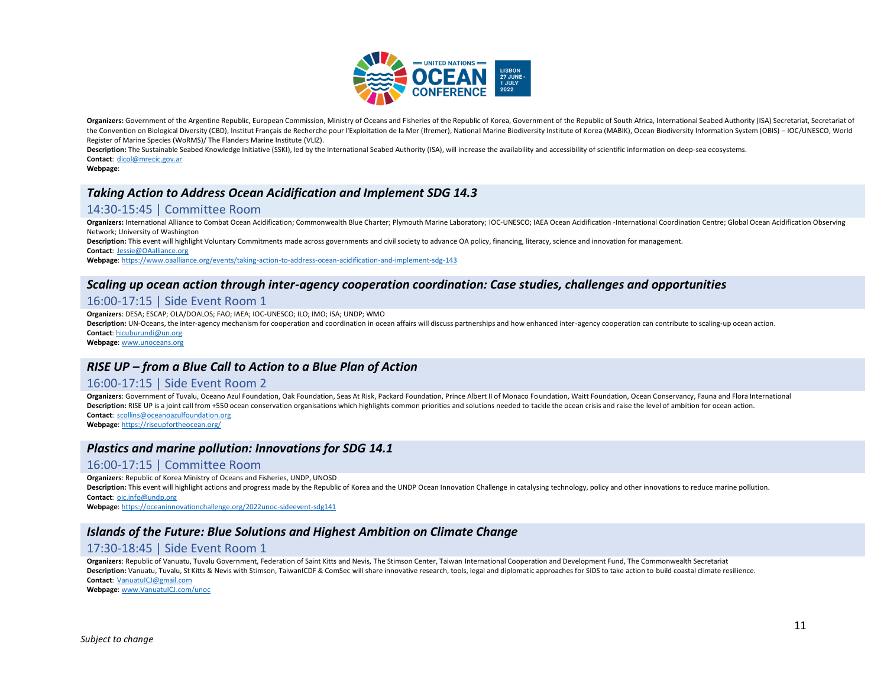**Organizers:** Government of the Argentine Republic, European Commission, Ministry of Oceans and Fisheries of the Republic of Korea, Government of the Republic of South Africa, International Seabed Authority (ISA) Secretariat, Secretariat of the Convention on Biological Diversity (CBD), Institut Français de Recherche pour l'Exploitation de la Mer (Ifremer), National Marine Biodiversity Institute of Korea (MABIK), Ocean Biodiversity Information System (OBIS) – IOC/UNESCO, World Register of Marine Species (WoRMS)/ The Flanders Marine Institute (VLIZ).
**Description:** The Sustainable Seabed Knowledge Initiative (SSKI), led by the International Seabed Authority (ISA), will increase the availability and accessibility of scientific information on deep-sea ecosystems.
**Contact**: dicol@mrecic.gov.ar
**Webpage**:

## *Taking Action to Address Ocean Acidification and Implement SDG 14.3*

### 14:30-15:45 | Committee Room

**Organizers:** International Alliance to Combat Ocean Acidification; Commonwealth Blue Charter; Plymouth Marine Laboratory; IOC-UNESCO; IAEA Ocean Acidification -International Coordination Centre; Global Ocean Acidification Observing Network; University of Washington
**Description:** This event will highlight Voluntary Commitments made across governments and civil society to advance OA policy, financing, literacy, science and innovation for management.
**Contact**: Jessie@OAalliance.org
**Webpage**: https://www.oaalliance.org/events/taking-action-to-address-ocean-acidification-and-implement-sdg-143

## *Scaling up ocean action through inter-agency cooperation coordination: Case studies, challenges and opportunities*

### 16:00-17:15 | Side Event Room 1

**Organizers**: DESA; ESCAP; OLA/DOALOS; FAO; IAEA; IOC-UNESCO; ILO; IMO; ISA; UNDP; WMO
**Description:** UN-Oceans, the inter-agency mechanism for cooperation and coordination in ocean affairs will discuss partnerships and how enhanced inter-agency cooperation can contribute to scaling-up ocean action.
**Contact**: hicuburundi@un.org
**Webpage**: www.unoceans.org

## *RISE UP – from a Blue Call to Action to a Blue Plan of Action*

### 16:00-17:15 | Side Event Room 2

**Organizers**: Government of Tuvalu, Oceano Azul Foundation, Oak Foundation, Seas At Risk, Packard Foundation, Prince Albert II of Monaco Foundation, Waitt Foundation, Ocean Conservancy, Fauna and Flora International
**Description:** RISE UP is a joint call from +550 ocean conservation organisations which highlights common priorities and solutions needed to tackle the ocean crisis and raise the level of ambition for ocean action.
**Contact**: scollins@oceanoazulfoundation.org
**Webpage**: https://riseupfortheocean.org/

## *Plastics and marine pollution: Innovations for SDG 14.1*

### 16:00-17:15 | Committee Room

**Organizers**: Republic of Korea Ministry of Oceans and Fisheries, UNDP, UNOSD
**Description:** This event will highlight actions and progress made by the Republic of Korea and the UNDP Ocean Innovation Challenge in catalysing technology, policy and other innovations to reduce marine pollution.
**Contact**: oic.info@undp.org
**Webpage**: https://oceaninnovationchallenge.org/2022unoc-sideevent-sdg141

## *Islands of the Future: Blue Solutions and Highest Ambition on Climate Change*

### 17:30-18:45 | Side Event Room 1

**Organizers**: Republic of Vanuatu, Tuvalu Government, Federation of Saint Kitts and Nevis, The Stimson Center, Taiwan International Cooperation and Development Fund, The Commonwealth Secretariat
**Description:** Vanuatu, Tuvalu, St Kitts & Nevis with Stimson, TaiwanICDF & ComSec will share innovative research, tools, legal and diplomatic approaches for SIDS to take action to build coastal climate resilience.
**Contact**: VanuatuICJ@gmail.com
**Webpage**: www.VanuatuICJ.com/unoc

*Subject to change*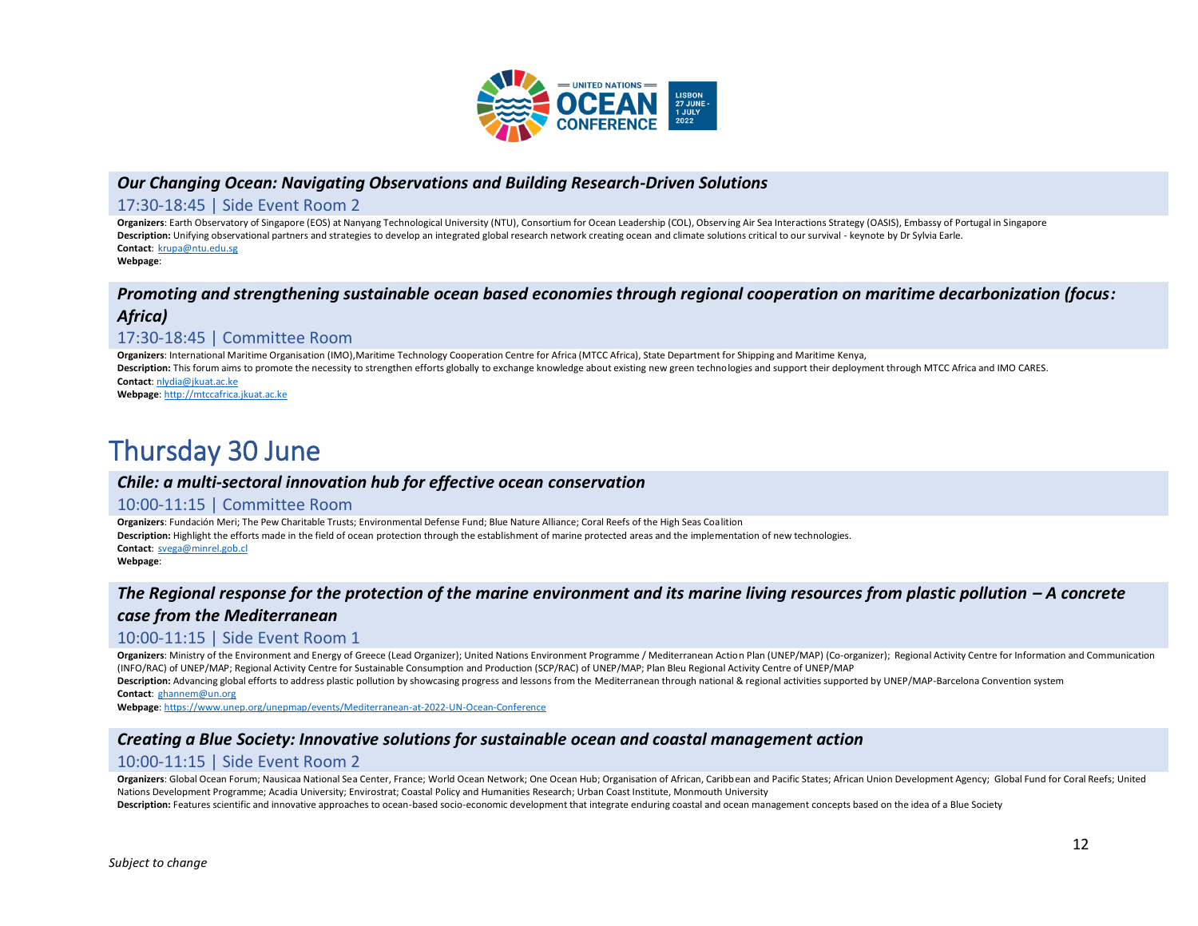### *Our Changing Ocean: Navigating Observations and Building Research-Driven Solutions*

17:30-18:45 | Side Event Room 2

**Organizers**: Earth Observatory of Singapore (EOS) at Nanyang Technological University (NTU), Consortium for Ocean Leadership (COL), Observing Air Sea Interactions Strategy (OASIS), Embassy of Portugal in Singapore
**Description:** Unifying observational partners and strategies to develop an integrated global research network creating ocean and climate solutions critical to our survival - keynote by Dr Sylvia Earle.
**Contact**: krupa@ntu.edu.sg
**Webpage**:

### *Promoting and strengthening sustainable ocean based economies through regional cooperation on maritime decarbonization (focus: Africa)*

17:30-18:45 | Committee Room

**Organizers**: International Maritime Organisation (IMO),Maritime Technology Cooperation Centre for Africa (MTCC Africa), State Department for Shipping and Maritime Kenya,
**Description:** This forum aims to promote the necessity to strengthen efforts globally to exchange knowledge about existing new green technologies and support their deployment through MTCC Africa and IMO CARES.
**Contact**: nlydia@jkuat.ac.ke
**Webpage**: http://mtccafrica.jkuat.ac.ke

# Thursday 30 June

### *Chile: a multi-sectoral innovation hub for effective ocean conservation*

10:00-11:15 | Committee Room

**Organizers**: Fundación Meri; The Pew Charitable Trusts; Environmental Defense Fund; Blue Nature Alliance; Coral Reefs of the High Seas Coalition
**Description:** Highlight the efforts made in the field of ocean protection through the establishment of marine protected areas and the implementation of new technologies.
**Contact**: svega@minrel.gob.cl
**Webpage**:

### *The Regional response for the protection of the marine environment and its marine living resources from plastic pollution – A concrete case from the Mediterranean*

10:00-11:15 | Side Event Room 1

**Organizers**: Ministry of the Environment and Energy of Greece (Lead Organizer); United Nations Environment Programme / Mediterranean Action Plan (UNEP/MAP) (Co-organizer); Regional Activity Centre for Information and Communication (INFO/RAC) of UNEP/MAP; Regional Activity Centre for Sustainable Consumption and Production (SCP/RAC) of UNEP/MAP; Plan Bleu Regional Activity Centre of UNEP/MAP
**Description:** Advancing global efforts to address plastic pollution by showcasing progress and lessons from the Mediterranean through national & regional activities supported by UNEP/MAP-Barcelona Convention system
**Contact**: ghannem@un.org
**Webpage**: https://www.unep.org/unepmap/events/Mediterranean-at-2022-UN-Ocean-Conference

### *Creating a Blue Society: Innovative solutions for sustainable ocean and coastal management action*

10:00-11:15 | Side Event Room 2

**Organizers**: Global Ocean Forum; Nausicaa National Sea Center, France; World Ocean Network; One Ocean Hub; Organisation of African, Caribbean and Pacific States; African Union Development Agency; Global Fund for Coral Reefs; United Nations Development Programme; Acadia University; Envirostrat; Coastal Policy and Humanities Research; Urban Coast Institute, Monmouth University
**Description:** Features scientific and innovative approaches to ocean-based socio-economic development that integrate enduring coastal and ocean management concepts based on the idea of a Blue Society

*Subject to change*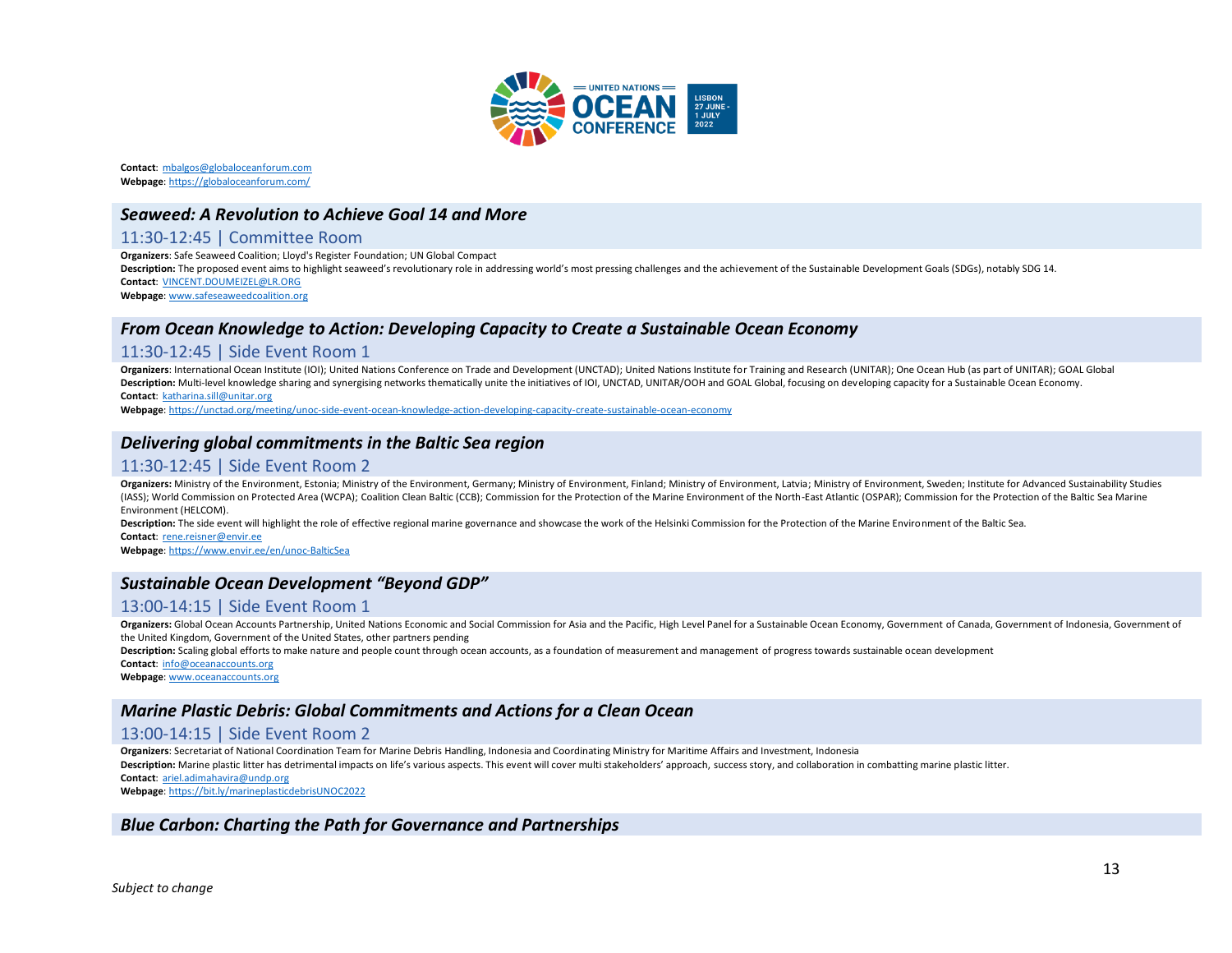**Contact**: mbalgos@globaloceanforum.com
**Webpage**: https://globaloceanforum.com/

## *Seaweed: A Revolution to Achieve Goal 14 and More*

### 11:30-12:45 | Committee Room

**Organizers**: Safe Seaweed Coalition; Lloyd's Register Foundation; UN Global Compact
**Description:** The proposed event aims to highlight seaweed's revolutionary role in addressing world's most pressing challenges and the achievement of the Sustainable Development Goals (SDGs), notably SDG 14.
**Contact**: VINCENT.DOUMEIZEL@LR.ORG
**Webpage**: www.safeseaweedcoalition.org

## *From Ocean Knowledge to Action: Developing Capacity to Create a Sustainable Ocean Economy*

### 11:30-12:45 | Side Event Room 1

**Organizers**: International Ocean Institute (IOI); United Nations Conference on Trade and Development (UNCTAD); United Nations Institute for Training and Research (UNITAR); One Ocean Hub (as part of UNITAR); GOAL Global
**Description:** Multi-level knowledge sharing and synergising networks thematically unite the initiatives of IOI, UNCTAD, UNITAR/OOH and GOAL Global, focusing on developing capacity for a Sustainable Ocean Economy.
**Contact**: katharina.sill@unitar.org
**Webpage**: https://unctad.org/meeting/unoc-side-event-ocean-knowledge-action-developing-capacity-create-sustainable-ocean-economy

## *Delivering global commitments in the Baltic Sea region*

### 11:30-12:45 | Side Event Room 2

**Organizers:** Ministry of the Environment, Estonia; Ministry of the Environment, Germany; Ministry of Environment, Finland; Ministry of Environment, Latvia; Ministry of Environment, Sweden; Institute for Advanced Sustainability Studies (IASS); World Commission on Protected Area (WCPA); Coalition Clean Baltic (CCB); Commission for the Protection of the Marine Environment of the North-East Atlantic (OSPAR); Commission for the Protection of the Baltic Sea Marine Environment (HELCOM).
**Description:** The side event will highlight the role of effective regional marine governance and showcase the work of the Helsinki Commission for the Protection of the Marine Environment of the Baltic Sea.
**Contact**: rene.reisner@envir.ee
**Webpage**: https://www.envir.ee/en/unoc-BalticSea

## *Sustainable Ocean Development "Beyond GDP"*

### 13:00-14:15 | Side Event Room 1

**Organizers:** Global Ocean Accounts Partnership, United Nations Economic and Social Commission for Asia and the Pacific, High Level Panel for a Sustainable Ocean Economy, Government of Canada, Government of Indonesia, Government of the United Kingdom, Government of the United States, other partners pending
**Description:** Scaling global efforts to make nature and people count through ocean accounts, as a foundation of measurement and management of progress towards sustainable ocean development
**Contact**: info@oceanaccounts.org
**Webpage**: www.oceanaccounts.org

## *Marine Plastic Debris: Global Commitments and Actions for a Clean Ocean*

### 13:00-14:15 | Side Event Room 2

**Organizers**: Secretariat of National Coordination Team for Marine Debris Handling, Indonesia and Coordinating Ministry for Maritime Affairs and Investment, Indonesia
**Description:** Marine plastic litter has detrimental impacts on life's various aspects. This event will cover multi stakeholders' approach, success story, and collaboration in combatting marine plastic litter.
**Contact**: ariel.adimahavira@undp.org
**Webpage**: https://bit.ly/marineplasticdebrisUNOC2022

## *Blue Carbon: Charting the Path for Governance and Partnerships*

*Subject to change*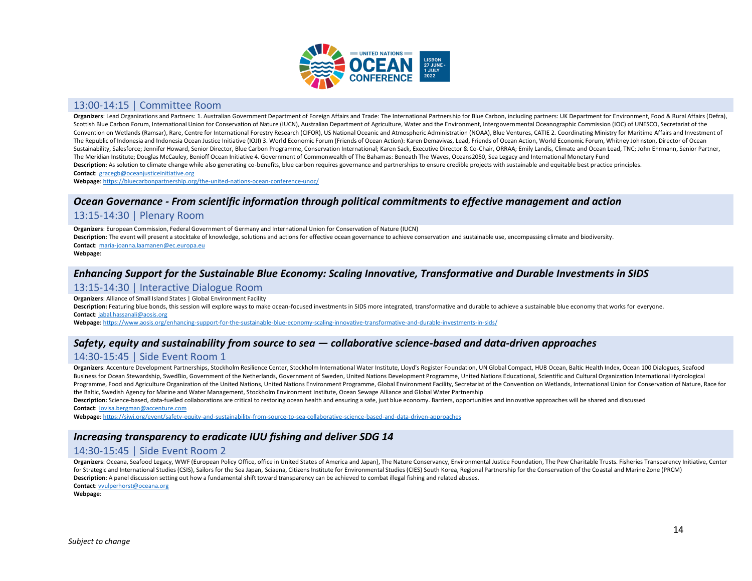## 13:00-14:15 | Committee Room

**Organizers**: Lead Organizations and Partners: 1. Australian Government Department of Foreign Affairs and Trade: The International Partnership for Blue Carbon, including partners: UK Department for Environment, Food & Rural Affairs (Defra), Scottish Blue Carbon Forum, International Union for Conservation of Nature (IUCN), Australian Department of Agriculture, Water and the Environment, Intergovernmental Oceanographic Commission (IOC) of UNESCO, Secretariat of the Convention on Wetlands (Ramsar), Rare, Centre for International Forestry Research (CIFOR), US National Oceanic and Atmospheric Administration (NOAA), Blue Ventures, CATIE 2. Coordinating Ministry for Maritime Affairs and Investment of The Republic of Indonesia and Indonesia Ocean Justice Initiative (IOJI) 3. World Economic Forum (Friends of Ocean Action): Karen Demavivas, Lead, Friends of Ocean Action, World Economic Forum, Whitney Johnston, Director of Ocean Sustainability, Salesforce; Jennifer Howard, Senior Director, Blue Carbon Programme, Conservation International; Karen Sack, Executive Director & Co-Chair, ORRAA; Emily Landis, Climate and Ocean Lead, TNC; John Ehrmann, Senior Partner, The Meridian Institute; Douglas McCauley, Benioff Ocean Initiative 4. Government of Commonwealth of The Bahamas: Beneath The Waves, Oceans2050, Sea Legacy and International Monetary Fund

**Description:** As solution to climate change while also generating co-benefits, blue carbon requires governance and partnerships to ensure credible projects with sustainable and equitable best practice principles.

**Contact**: gracegb@oceanjusticeinitiative.org

**Webpage**: https://bluecarbonpartnership.org/the-united-nations-ocean-conference-unoc/

## *Ocean Governance - From scientific information through political commitments to effective management and action*

## 13:15-14:30 | Plenary Room

**Organizers**: European Commission, Federal Government of Germany and International Union for Conservation of Nature (IUCN)

**Description:** The event will present a stocktake of knowledge, solutions and actions for effective ocean governance to achieve conservation and sustainable use, encompassing climate and biodiversity.

**Contact**: maria-joanna.laamanen@ec.europa.eu

**Webpage**:

## *Enhancing Support for the Sustainable Blue Economy: Scaling Innovative, Transformative and Durable Investments in SIDS*

## 13:15-14:30 | Interactive Dialogue Room

**Organizers**: Alliance of Small Island States | Global Environment Facility

**Description:** Featuring blue bonds, this session will explore ways to make ocean-focused investments in SIDS more integrated, transformative and durable to achieve a sustainable blue economy that works for everyone.

**Contact**: jabal.hassanali@aosis.org

**Webpage**: https://www.aosis.org/enhancing-support-for-the-sustainable-blue-economy-scaling-innovative-transformative-and-durable-investments-in-sids/

## *Safety, equity and sustainability from source to sea — collaborative science-based and data-driven approaches*

## 14:30-15:45 | Side Event Room 1

**Organizers**: Accenture Development Partnerships, Stockholm Resilience Center, Stockholm International Water Institute, Lloyd's Register Foundation, UN Global Compact, HUB Ocean, Baltic Health Index, Ocean 100 Dialogues, Seafood Business for Ocean Stewardship, SwedBio, Government of the Netherlands, Government of Sweden, United Nations Development Programme, United Nations Educational, Scientific and Cultural Organization International Hydrological Programme, Food and Agriculture Organization of the United Nations, United Nations Environment Programme, Global Environment Facility, Secretariat of the Convention on Wetlands, International Union for Conservation of Nature, Race for the Baltic, Swedish Agency for Marine and Water Management, Stockholm Environment Institute, Ocean Sewage Alliance and Global Water Partnership

**Description:** Science-based, data-fuelled collaborations are critical to restoring ocean health and ensuring a safe, just blue economy. Barriers, opportunities and innovative approaches will be shared and discussed

**Contact**: lovisa.bergman@accenture.com

**Webpage**: https://siwi.org/event/safety-equity-and-sustainability-from-source-to-sea-collaborative-science-based-and-data-driven-approaches

## *Increasing transparency to eradicate IUU fishing and deliver SDG 14*

## 14:30-15:45 | Side Event Room 2

**Organizers**: Oceana, Seafood Legacy, WWF (European Policy Office, office in United States of America and Japan), The Nature Conservancy, Environmental Justice Foundation, The Pew Charitable Trusts. Fisheries Transparency Initiative, Center for Strategic and International Studies (CSIS), Sailors for the Sea Japan, Sciaena, Citizens Institute for Environmental Studies (CIES) South Korea, Regional Partnership for the Conservation of the Coastal and Marine Zone (PRCM)

**Description:** A panel discussion setting out how a fundamental shift toward transparency can be achieved to combat illegal fishing and related abuses.

**Contact**: vvulperhorst@oceana.org

**Webpage**:

*Subject to change*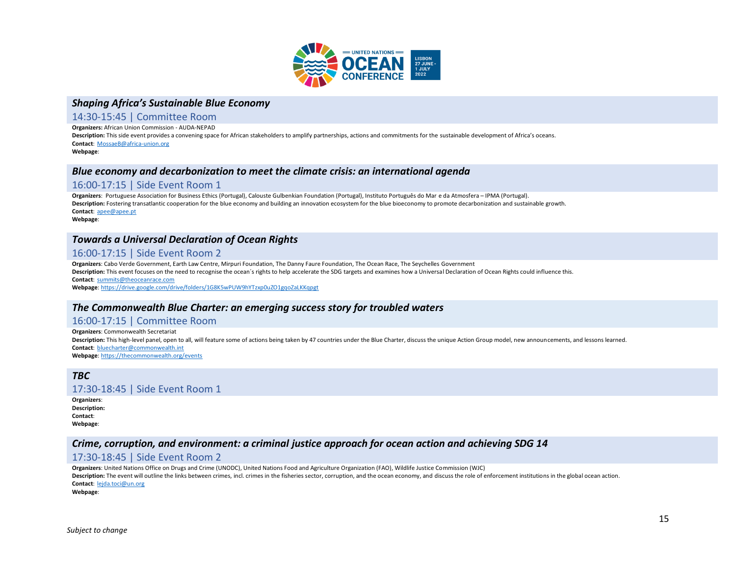### *Shaping Africa's Sustainable Blue Economy*

14:30-15:45 | Committee Room

**Organizers:** African Union Commission - AUDA-NEPAD

**Description:** This side event provides a convening space for African stakeholders to amplify partnerships, actions and commitments for the sustainable development of Africa's oceans.

**Contact**: MossaeB@africa-union.org

**Webpage**:

### *Blue economy and decarbonization to meet the climate crisis: an international agenda*

16:00-17:15 | Side Event Room 1

**Organizers**: Portuguese Association for Business Ethics (Portugal), Calouste Gulbenkian Foundation (Portugal), Instituto Português do Mar e da Atmosfera – IPMA (Portugal).

**Description:** Fostering transatlantic cooperation for the blue economy and building an innovation ecosystem for the blue bioeconomy to promote decarbonization and sustainable growth.

**Contact**: apee@apee.pt

**Webpage**:

### *Towards a Universal Declaration of Ocean Rights*

16:00-17:15 | Side Event Room 2

**Organizers**: Cabo Verde Government, Earth Law Centre, Mirpuri Foundation, The Danny Faure Foundation, The Ocean Race, The Seychelles Government

**Description:** This event focuses on the need to recognise the ocean´s rights to help accelerate the SDG targets and examines how a Universal Declaration of Ocean Rights could influence this.

**Contact**: summits@theoceanrace.com

**Webpage**: https://drive.google.com/drive/folders/1G8K5wPUW9hYTzxp0uZO1gqoZaLKKqpgt

### *The Commonwealth Blue Charter: an emerging success story for troubled waters*

16:00-17:15 | Committee Room

**Organizers**: Commonwealth Secretariat

**Description:** This high-level panel, open to all, will feature some of actions being taken by 47 countries under the Blue Charter, discuss the unique Action Group model, new announcements, and lessons learned.

**Contact**: bluecharter@commonwealth.int

**Webpage**: https://thecommonwealth.org/events

### *TBC*

17:30-18:45 | Side Event Room 1

**Organizers**:

**Description:**

**Contact**:

**Webpage**:

### *Crime, corruption, and environment: a criminal justice approach for ocean action and achieving SDG 14*

17:30-18:45 | Side Event Room 2

**Organizers**: United Nations Office on Drugs and Crime (UNODC), United Nations Food and Agriculture Organization (FAO), Wildlife Justice Commission (WJC)

**Description:** The event will outline the links between crimes, incl. crimes in the fisheries sector, corruption, and the ocean economy, and discuss the role of enforcement institutions in the global ocean action.

**Contact**: lejda.toci@un.org

**Webpage**:

*Subject to change*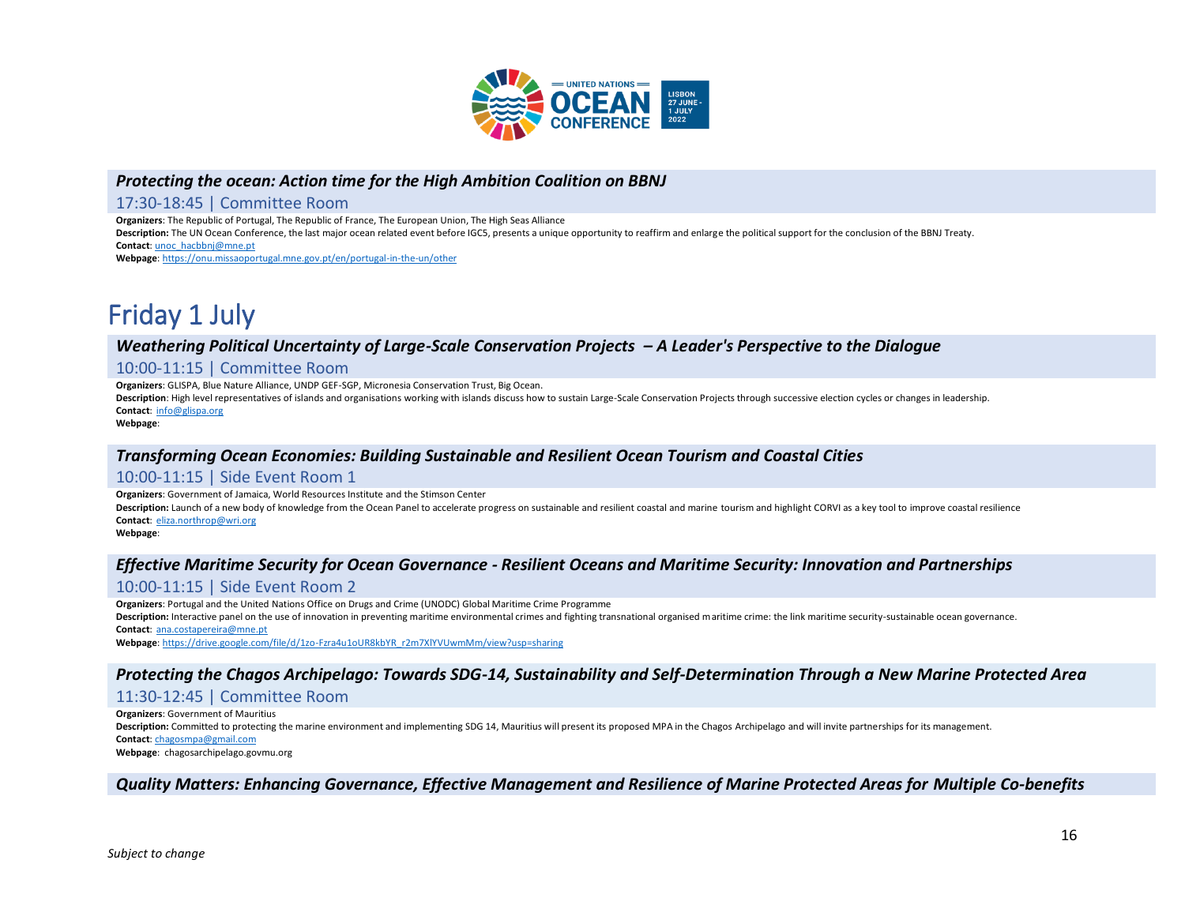### *Protecting the ocean: Action time for the High Ambition Coalition on BBNJ*

17:30-18:45 | Committee Room

**Organizers**: The Republic of Portugal, The Republic of France, The European Union, The High Seas Alliance
**Description:** The UN Ocean Conference, the last major ocean related event before IGC5, presents a unique opportunity to reaffirm and enlarge the political support for the conclusion of the BBNJ Treaty.
**Contact**: unoc_hacbbnj@mne.pt
**Webpage**: https://onu.missaoportugal.mne.gov.pt/en/portugal-in-the-un/other

# Friday 1 July

### *Weathering Political Uncertainty of Large-Scale Conservation Projects – A Leader's Perspective to the Dialogue*

10:00-11:15 | Committee Room

**Organizers**: GLISPA, Blue Nature Alliance, UNDP GEF-SGP, Micronesia Conservation Trust, Big Ocean.
**Description**: High level representatives of islands and organisations working with islands discuss how to sustain Large-Scale Conservation Projects through successive election cycles or changes in leadership.
**Contact**: info@glispa.org
**Webpage**:

### *Transforming Ocean Economies: Building Sustainable and Resilient Ocean Tourism and Coastal Cities*

10:00-11:15 | Side Event Room 1

**Organizers**: Government of Jamaica, World Resources Institute and the Stimson Center
**Description:** Launch of a new body of knowledge from the Ocean Panel to accelerate progress on sustainable and resilient coastal and marine tourism and highlight CORVI as a key tool to improve coastal resilience
**Contact**: eliza.northrop@wri.org
**Webpage**:

### *Effective Maritime Security for Ocean Governance - Resilient Oceans and Maritime Security: Innovation and Partnerships*

10:00-11:15 | Side Event Room 2

**Organizers**: Portugal and the United Nations Office on Drugs and Crime (UNODC) Global Maritime Crime Programme
**Description:** Interactive panel on the use of innovation in preventing maritime environmental crimes and fighting transnational organised maritime crime: the link maritime security-sustainable ocean governance.
**Contact**: ana.costapereira@mne.pt
**Webpage**: https://drive.google.com/file/d/1zo-Fzra4u1oUR8kbYR_r2m7XlYVUwmMm/view?usp=sharing

### *Protecting the Chagos Archipelago: Towards SDG-14, Sustainability and Self-Determination Through a New Marine Protected Area*

11:30-12:45 | Committee Room

**Organizers**: Government of Mauritius
**Description:** Committed to protecting the marine environment and implementing SDG 14, Mauritius will present its proposed MPA in the Chagos Archipelago and will invite partnerships for its management.
**Contact**: chagosmpa@gmail.com
**Webpage**: chagosarchipelago.govmu.org

### *Quality Matters: Enhancing Governance, Effective Management and Resilience of Marine Protected Areas for Multiple Co-benefits*

*Subject to change*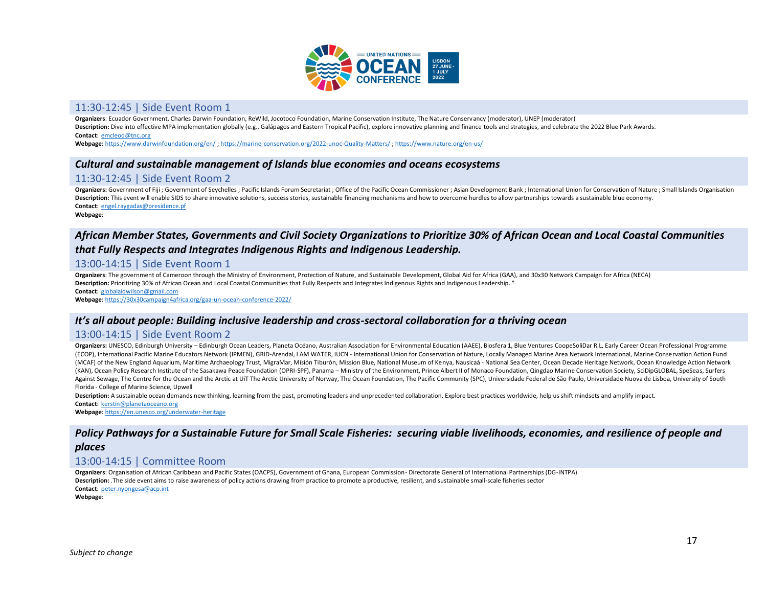### 11:30-12:45 | Side Event Room 1

**Organizers**: Ecuador Government, Charles Darwin Foundation, ReWild, Jocotoco Foundation, Marine Conservation Institute, The Nature Conservancy (moderator), UNEP (moderator)
**Description:** Dive into effective MPA implementation globally (e.g., Galápagos and Eastern Tropical Pacific), explore innovative planning and finance tools and strategies, and celebrate the 2022 Blue Park Awards.
**Contact**: emcleod@tnc.org
**Webpage**: https://www.darwinfoundation.org/en/ ; https://marine-conservation.org/2022-unoc-Quality-Matters/ ; https://www.nature.org/en-us/

## *Cultural and sustainable management of Islands blue economies and oceans ecosystems*

### 11:30-12:45 | Side Event Room 2

**Organizers:** Government of Fiji ; Government of Seychelles ; Pacific Islands Forum Secretariat ; Office of the Pacific Ocean Commissioner ; Asian Development Bank ; International Union for Conservation of Nature ; Small Islands Organisation
**Description:** This event will enable SIDS to share innovative solutions, success stories, sustainable financing mechanisms and how to overcome hurdles to allow partnerships towards a sustainable blue economy.
**Contact**: engel.raygadas@presidence.pf
**Webpage**:

## *African Member States, Governments and Civil Society Organizations to Prioritize 30% of African Ocean and Local Coastal Communities that Fully Respects and Integrates Indigenous Rights and Indigenous Leadership.*

### 13:00-14:15 | Side Event Room 1

**Organizers**: The government of Cameroon through the Ministry of Environment, Protection of Nature, and Sustainable Development, Global Aid for Africa (GAA), and 30x30 Network Campaign for Africa (NECA)
**Description:** Prioritizing 30% of African Ocean and Local Coastal Communities that Fully Respects and Integrates Indigenous Rights and Indigenous Leadership. "
**Contact**: globalaidwilson@gmail.com
**Webpage**: https://30x30campaign4africa.org/gaa-un-ocean-conference-2022/

## *It's all about people: Building inclusive leadership and cross-sectoral collaboration for a thriving ocean*

### 13:00-14:15 | Side Event Room 2

**Organizers:** UNESCO, Edinburgh University – Edinburgh Ocean Leaders, Planeta Océano, Australian Association for Environmental Education (AAEE), Biosfera 1, Blue Ventures CoopeSoliDar R.L, Early Career Ocean Professional Programme (ECOP), International Pacific Marine Educators Network (IPMEN), GRID-Arendal, I AM WATER, IUCN - International Union for Conservation of Nature, Locally Managed Marine Area Network International, Marine Conservation Action Fund (MCAF) of the New England Aquarium, Maritime Archaeology Trust, MigraMar, Misión Tiburón, Mission Blue, National Museum of Kenya, Nausicaá - National Sea Center, Ocean Decade Heritage Network, Ocean Knowledge Action Network (KAN), Ocean Policy Research Institute of the Sasakawa Peace Foundation (OPRI-SPF), Panama – Ministry of the Environment, Prince Albert II of Monaco Foundation, Qingdao Marine Conservation Society, SciDipGLOBAL, SpeSeas, Surfers Against Sewage, The Centre for the Ocean and the Arctic at UiT The Arctic University of Norway, The Ocean Foundation, The Pacific Community (SPC), Universidade Federal de São Paulo, Universidade Nuova de Lisboa, University of South Florida - College of Marine Science, Upwell
**Description:** A sustainable ocean demands new thinking, learning from the past, promoting leaders and unprecedented collaboration. Explore best practices worldwide, help us shift mindsets and amplify impact.
**Contact**: kerstin@planetaoceano.org
**Webpage**: https://en.unesco.org/underwater-heritage

## *Policy Pathways for a Sustainable Future for Small Scale Fisheries: securing viable livelihoods, economies, and resilience of people and places*

### 13:00-14:15 | Committee Room

**Organizers**: Organisation of African Caribbean and Pacific States (OACPS), Government of Ghana, European Commission- Directorate General of International Partnerships (DG-INTPA)
**Description:** .The side event aims to raise awareness of policy actions drawing from practice to promote a productive, resilient, and sustainable small-scale fisheries sector
**Contact**: peter.nyongesa@acp.int
**Webpage**:

*Subject to change*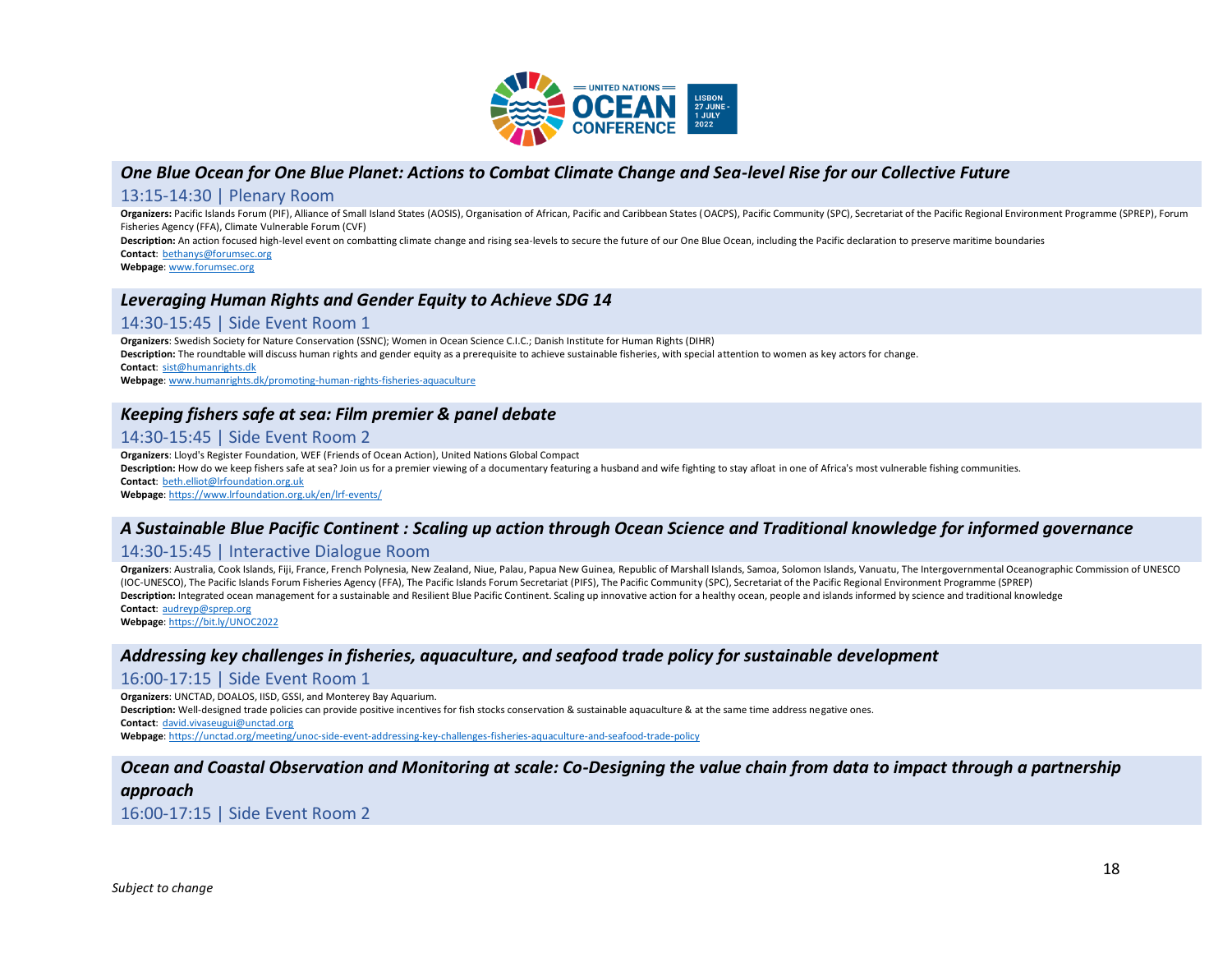## *One Blue Ocean for One Blue Planet: Actions to Combat Climate Change and Sea-level Rise for our Collective Future*

### 13:15-14:30 | Plenary Room

**Organizers:** Pacific Islands Forum (PIF), Alliance of Small Island States (AOSIS), Organisation of African, Pacific and Caribbean States (OACPS), Pacific Community (SPC), Secretariat of the Pacific Regional Environment Programme (SPREP), Forum Fisheries Agency (FFA), Climate Vulnerable Forum (CVF)

**Description:** An action focused high-level event on combatting climate change and rising sea-levels to secure the future of our One Blue Ocean, including the Pacific declaration to preserve maritime boundaries

**Contact**: bethanys@forumsec.org

**Webpage**: www.forumsec.org

## *Leveraging Human Rights and Gender Equity to Achieve SDG 14*

### 14:30-15:45 | Side Event Room 1

**Organizers**: Swedish Society for Nature Conservation (SSNC); Women in Ocean Science C.I.C.; Danish Institute for Human Rights (DIHR)

**Description:** The roundtable will discuss human rights and gender equity as a prerequisite to achieve sustainable fisheries, with special attention to women as key actors for change.

**Contact**: sist@humanrights.dk

**Webpage**: www.humanrights.dk/promoting-human-rights-fisheries-aquaculture

## *Keeping fishers safe at sea: Film premier & panel debate*

### 14:30-15:45 | Side Event Room 2

**Organizers**: Lloyd's Register Foundation, WEF (Friends of Ocean Action), United Nations Global Compact

**Description:** How do we keep fishers safe at sea? Join us for a premier viewing of a documentary featuring a husband and wife fighting to stay afloat in one of Africa's most vulnerable fishing communities.

**Contact**: beth.elliot@lrfoundation.org.uk

**Webpage**: https://www.lrfoundation.org.uk/en/lrf-events/

## *A Sustainable Blue Pacific Continent : Scaling up action through Ocean Science and Traditional knowledge for informed governance*

### 14:30-15:45 | Interactive Dialogue Room

**Organizers**: Australia, Cook Islands, Fiji, France, French Polynesia, New Zealand, Niue, Palau, Papua New Guinea, Republic of Marshall Islands, Samoa, Solomon Islands, Vanuatu, The Intergovernmental Oceanographic Commission of UNESCO (IOC-UNESCO), The Pacific Islands Forum Fisheries Agency (FFA), The Pacific Islands Forum Secretariat (PIFS), The Pacific Community (SPC), Secretariat of the Pacific Regional Environment Programme (SPREP)

**Description:** Integrated ocean management for a sustainable and Resilient Blue Pacific Continent. Scaling up innovative action for a healthy ocean, people and islands informed by science and traditional knowledge

**Contact**: audreyp@sprep.org

**Webpage**: https://bit.ly/UNOC2022

## *Addressing key challenges in fisheries, aquaculture, and seafood trade policy for sustainable development*

### 16:00-17:15 | Side Event Room 1

**Organizers**: UNCTAD, DOALOS, IISD, GSSI, and Monterey Bay Aquarium.

**Description:** Well-designed trade policies can provide positive incentives for fish stocks conservation & sustainable aquaculture & at the same time address negative ones.

**Contact**: david.vivaseugui@unctad.org

**Webpage**: https://unctad.org/meeting/unoc-side-event-addressing-key-challenges-fisheries-aquaculture-and-seafood-trade-policy

## *Ocean and Coastal Observation and Monitoring at scale: Co-Designing the value chain from data to impact through a partnership approach*

### 16:00-17:15 | Side Event Room 2

*Subject to change*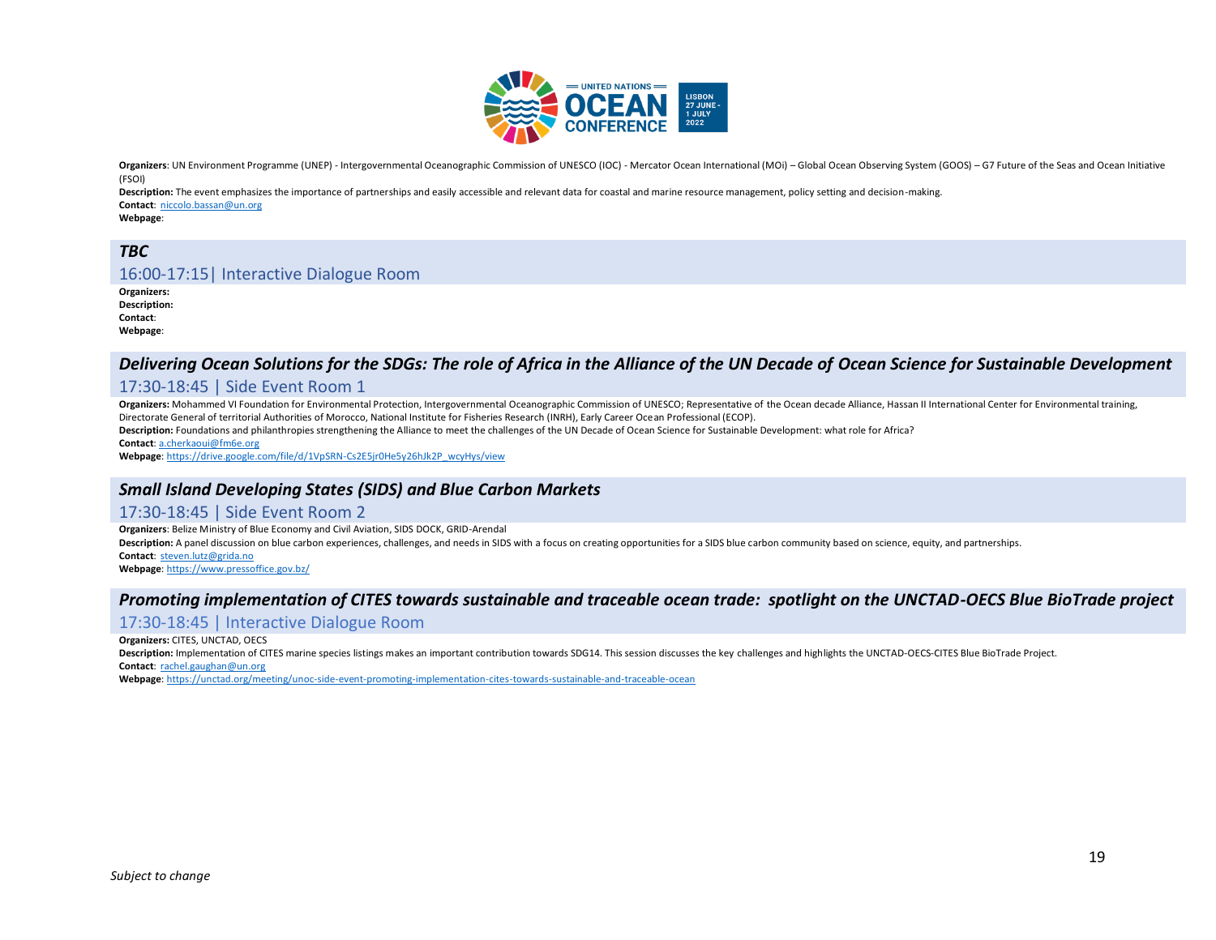**Organizers**: UN Environment Programme (UNEP) - Intergovernmental Oceanographic Commission of UNESCO (IOC) - Mercator Ocean International (MOi) – Global Ocean Observing System (GOOS) – G7 Future of the Seas and Ocean Initiative (FSOI)
**Description:** The event emphasizes the importance of partnerships and easily accessible and relevant data for coastal and marine resource management, policy setting and decision-making.
**Contact**: niccolo.bassan@un.org
**Webpage**:

## *TBC*

### 16:00-17:15| Interactive Dialogue Room

**Organizers:**
**Description:**
**Contact**:
**Webpage**:

## *Delivering Ocean Solutions for the SDGs: The role of Africa in the Alliance of the UN Decade of Ocean Science for Sustainable Development*

### 17:30-18:45 | Side Event Room 1

**Organizers:** Mohammed VI Foundation for Environmental Protection, Intergovernmental Oceanographic Commission of UNESCO; Representative of the Ocean decade Alliance, Hassan II International Center for Environmental training, Directorate General of territorial Authorities of Morocco, National Institute for Fisheries Research (INRH), Early Career Ocean Professional (ECOP).
**Description:** Foundations and philanthropies strengthening the Alliance to meet the challenges of the UN Decade of Ocean Science for Sustainable Development: what role for Africa?
**Contact**: a.cherkaoui@fm6e.org
**Webpage**: https://drive.google.com/file/d/1VpSRN-Cs2E5jr0He5y26hJk2P_wcyHys/view

## *Small Island Developing States (SIDS) and Blue Carbon Markets*

### 17:30-18:45 | Side Event Room 2

**Organizers**: Belize Ministry of Blue Economy and Civil Aviation, SIDS DOCK, GRID-Arendal
**Description:** A panel discussion on blue carbon experiences, challenges, and needs in SIDS with a focus on creating opportunities for a SIDS blue carbon community based on science, equity, and partnerships.
**Contact**: steven.lutz@grida.no
**Webpage**: https://www.pressoffice.gov.bz/

## *Promoting implementation of CITES towards sustainable and traceable ocean trade: spotlight on the UNCTAD-OECS Blue BioTrade project*

### 17:30-18:45 | Interactive Dialogue Room

**Organizers:** CITES, UNCTAD, OECS
**Description:** Implementation of CITES marine species listings makes an important contribution towards SDG14. This session discusses the key challenges and highlights the UNCTAD-OECS-CITES Blue BioTrade Project.
**Contact**: rachel.gaughan@un.org
**Webpage**: https://unctad.org/meeting/unoc-side-event-promoting-implementation-cites-towards-sustainable-and-traceable-ocean